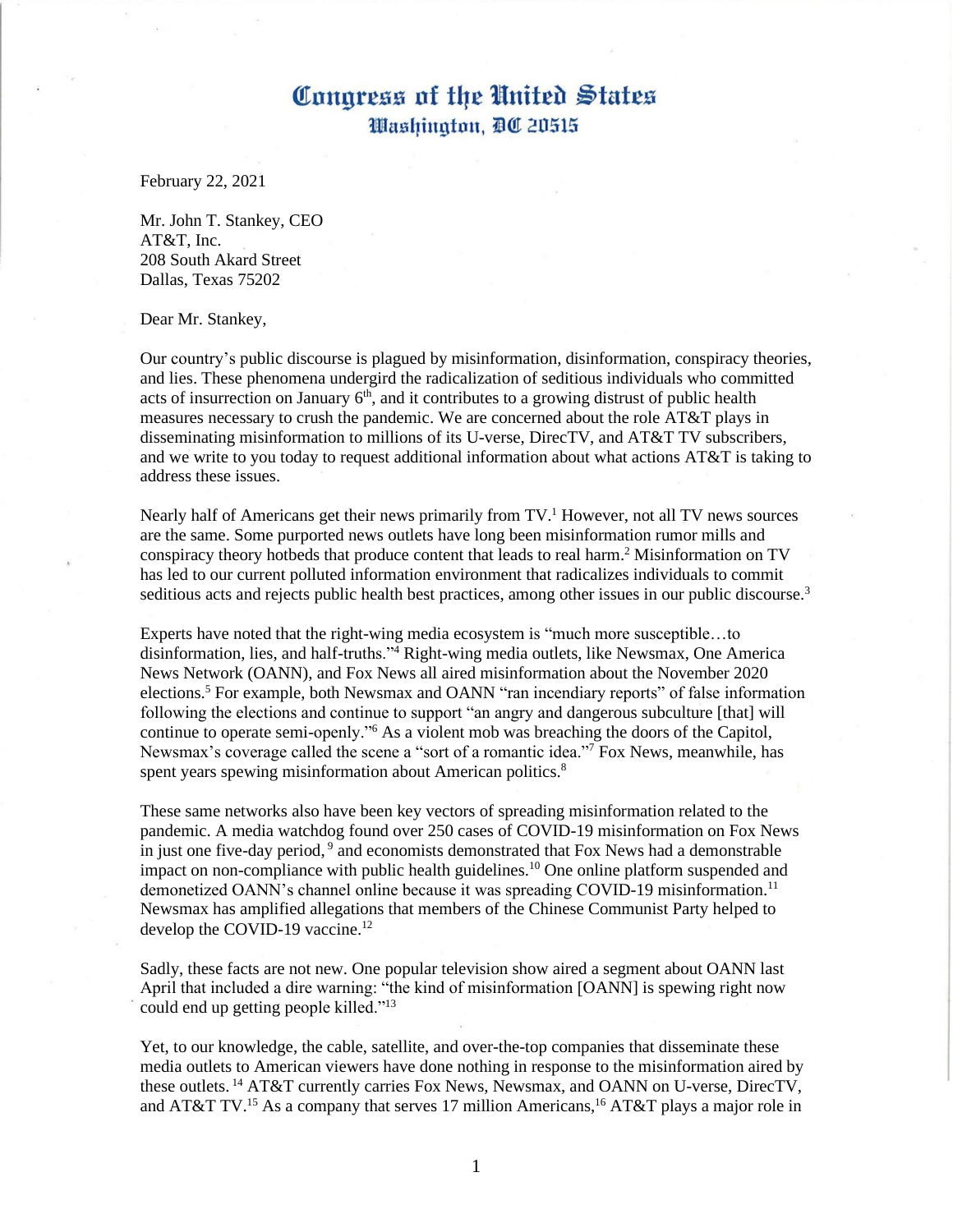# Congress of the United States
## Washington, DC 20515

February 22, 2021

Mr. John T. Stankey, CEO
AT&T, Inc.
208 South Akard Street
Dallas, Texas 75202

Dear Mr. Stankey,

Our country's public discourse is plagued by misinformation, disinformation, conspiracy theories, and lies. These phenomena undergird the radicalization of seditious individuals who committed acts of insurrection on January 6th, and it contributes to a growing distrust of public health measures necessary to crush the pandemic. We are concerned about the role AT&T plays in disseminating misinformation to millions of its U-verse, DirecTV, and AT&T TV subscribers, and we write to you today to request additional information about what actions AT&T is taking to address these issues.

Nearly half of Americans get their news primarily from TV.[1] However, not all TV news sources are the same. Some purported news outlets have long been misinformation rumor mills and conspiracy theory hotbeds that produce content that leads to real harm.[2] Misinformation on TV has led to our current polluted information environment that radicalizes individuals to commit seditious acts and rejects public health best practices, among other issues in our public discourse.[3]

Experts have noted that the right-wing media ecosystem is "much more susceptible…to disinformation, lies, and half-truths."[4] Right-wing media outlets, like Newsmax, One America News Network (OANN), and Fox News all aired misinformation about the November 2020 elections.[5] For example, both Newsmax and OANN "ran incendiary reports" of false information following the elections and continue to support "an angry and dangerous subculture [that] will continue to operate semi-openly."[6] As a violent mob was breaching the doors of the Capitol, Newsmax's coverage called the scene a "sort of a romantic idea."[7] Fox News, meanwhile, has spent years spewing misinformation about American politics.[8]

These same networks also have been key vectors of spreading misinformation related to the pandemic. A media watchdog found over 250 cases of COVID-19 misinformation on Fox News in just one five-day period,[9] and economists demonstrated that Fox News had a demonstrable impact on non-compliance with public health guidelines.[10] One online platform suspended and demonetized OANN's channel online because it was spreading COVID-19 misinformation.[11] Newsmax has amplified allegations that members of the Chinese Communist Party helped to develop the COVID-19 vaccine.[12]

Sadly, these facts are not new. One popular television show aired a segment about OANN last April that included a dire warning: "the kind of misinformation [OANN] is spewing right now could end up getting people killed."[13]

Yet, to our knowledge, the cable, satellite, and over-the-top companies that disseminate these media outlets to American viewers have done nothing in response to the misinformation aired by these outlets.[14] AT&T currently carries Fox News, Newsmax, and OANN on U-verse, DirecTV, and AT&T TV.[15] As a company that serves 17 million Americans,[16] AT&T plays a major role in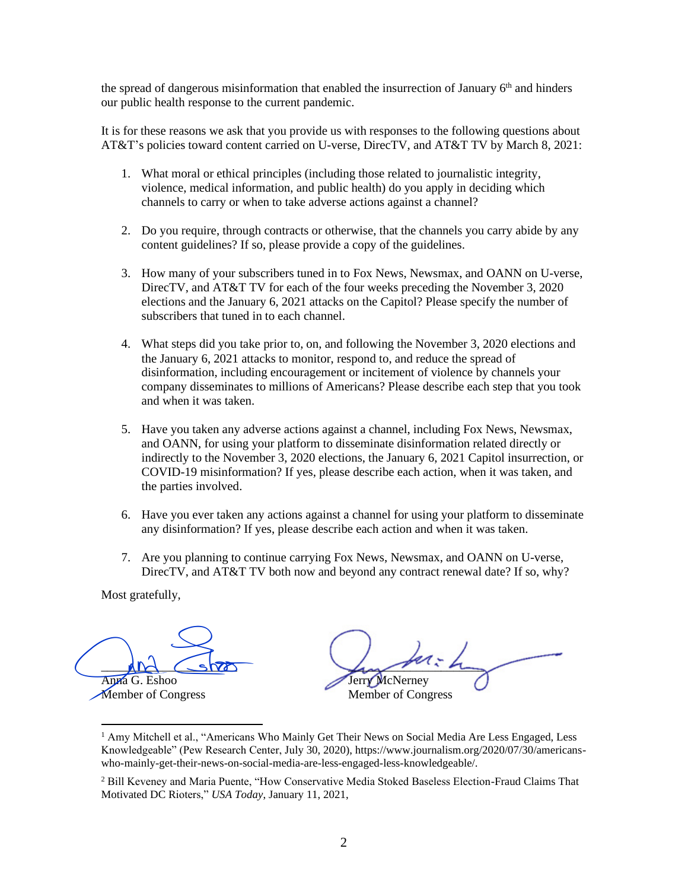the spread of dangerous misinformation that enabled the insurrection of January 6th and hinders our public health response to the current pandemic.

It is for these reasons we ask that you provide us with responses to the following questions about AT&T's policies toward content carried on U-verse, DirecTV, and AT&T TV by March 8, 2021:

1. What moral or ethical principles (including those related to journalistic integrity, violence, medical information, and public health) do you apply in deciding which channels to carry or when to take adverse actions against a channel?

2. Do you require, through contracts or otherwise, that the channels you carry abide by any content guidelines? If so, please provide a copy of the guidelines.

3. How many of your subscribers tuned in to Fox News, Newsmax, and OANN on U-verse, DirecTV, and AT&T TV for each of the four weeks preceding the November 3, 2020 elections and the January 6, 2021 attacks on the Capitol? Please specify the number of subscribers that tuned in to each channel.

4. What steps did you take prior to, on, and following the November 3, 2020 elections and the January 6, 2021 attacks to monitor, respond to, and reduce the spread of disinformation, including encouragement or incitement of violence by channels your company disseminates to millions of Americans? Please describe each step that you took and when it was taken.

5. Have you taken any adverse actions against a channel, including Fox News, Newsmax, and OANN, for using your platform to disseminate disinformation related directly or indirectly to the November 3, 2020 elections, the January 6, 2021 Capitol insurrection, or COVID-19 misinformation? If yes, please describe each action, when it was taken, and the parties involved.

6. Have you ever taken any actions against a channel for using your platform to disseminate any disinformation? If yes, please describe each action and when it was taken.

7. Are you planning to continue carrying Fox News, Newsmax, and OANN on U-verse, DirecTV, and AT&T TV both now and beyond any contract renewal date? If so, why?

Most gratefully,

Anna G. Eshoo
Member of Congress

Jerry McNerney
Member of Congress

---

[1] Amy Mitchell et al., "Americans Who Mainly Get Their News on Social Media Are Less Engaged, Less Knowledgeable" (Pew Research Center, July 30, 2020), https://www.journalism.org/2020/07/30/americans-who-mainly-get-their-news-on-social-media-are-less-engaged-less-knowledgeable/.

[2] Bill Keveney and Maria Puente, "How Conservative Media Stoked Baseless Election-Fraud Claims That Motivated DC Rioters," *USA Today*, January 11, 2021,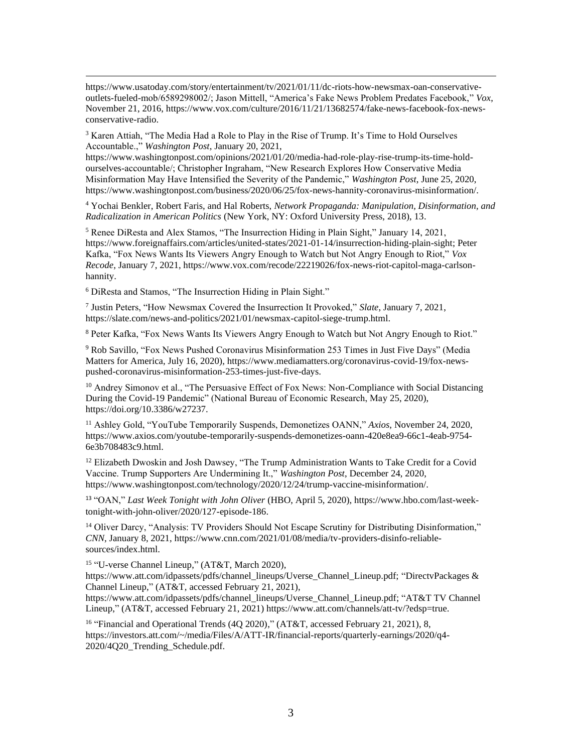https://www.usatoday.com/story/entertainment/tv/2021/01/11/dc-riots-how-newsmax-oan-conservative-outlets-fueled-mob/6589298002/; Jason Mittell, "America's Fake News Problem Predates Facebook," *Vox*, November 21, 2016, https://www.vox.com/culture/2016/11/21/13682574/fake-news-facebook-fox-news-conservative-radio.

[3] Karen Attiah, "The Media Had a Role to Play in the Rise of Trump. It's Time to Hold Ourselves Accountable.," *Washington Post*, January 20, 2021, https://www.washingtonpost.com/opinions/2021/01/20/media-had-role-play-rise-trump-its-time-hold-ourselves-accountable/; Christopher Ingraham, "New Research Explores How Conservative Media Misinformation May Have Intensified the Severity of the Pandemic," *Washington Post*, June 25, 2020, https://www.washingtonpost.com/business/2020/06/25/fox-news-hannity-coronavirus-misinformation/.

[4] Yochai Benkler, Robert Faris, and Hal Roberts, *Network Propaganda: Manipulation, Disinformation, and Radicalization in American Politics* (New York, NY: Oxford University Press, 2018), 13.

[5] Renee DiResta and Alex Stamos, "The Insurrection Hiding in Plain Sight," January 14, 2021, https://www.foreignaffairs.com/articles/united-states/2021-01-14/insurrection-hiding-plain-sight; Peter Kafka, "Fox News Wants Its Viewers Angry Enough to Watch but Not Angry Enough to Riot," *Vox Recode*, January 7, 2021, https://www.vox.com/recode/22219026/fox-news-riot-capitol-maga-carlson-hannity.

[6] DiResta and Stamos, "The Insurrection Hiding in Plain Sight."

[7] Justin Peters, "How Newsmax Covered the Insurrection It Provoked," *Slate*, January 7, 2021, https://slate.com/news-and-politics/2021/01/newsmax-capitol-siege-trump.html.

[8] Peter Kafka, "Fox News Wants Its Viewers Angry Enough to Watch but Not Angry Enough to Riot."

[9] Rob Savillo, "Fox News Pushed Coronavirus Misinformation 253 Times in Just Five Days" (Media Matters for America, July 16, 2020), https://www.mediamatters.org/coronavirus-covid-19/fox-news-pushed-coronavirus-misinformation-253-times-just-five-days.

[10] Andrey Simonov et al., "The Persuasive Effect of Fox News: Non-Compliance with Social Distancing During the Covid-19 Pandemic" (National Bureau of Economic Research, May 25, 2020), https://doi.org/10.3386/w27237.

[11] Ashley Gold, "YouTube Temporarily Suspends, Demonetizes OANN," *Axios*, November 24, 2020, https://www.axios.com/youtube-temporarily-suspends-demonetizes-oann-420e8ea9-66c1-4eab-9754-6e3b708483c9.html.

[12] Elizabeth Dwoskin and Josh Dawsey, "The Trump Administration Wants to Take Credit for a Covid Vaccine. Trump Supporters Are Undermining It.," *Washington Post*, December 24, 2020, https://www.washingtonpost.com/technology/2020/12/24/trump-vaccine-misinformation/.

[13] "OAN," *Last Week Tonight with John Oliver* (HBO, April 5, 2020), https://www.hbo.com/last-week-tonight-with-john-oliver/2020/127-episode-186.

[14] Oliver Darcy, "Analysis: TV Providers Should Not Escape Scrutiny for Distributing Disinformation," *CNN*, January 8, 2021, https://www.cnn.com/2021/01/08/media/tv-providers-disinfo-reliable-sources/index.html.

[15] "U-verse Channel Lineup," (AT&T, March 2020), https://www.att.com/idpassets/pdfs/channel_lineups/Uverse_Channel_Lineup.pdf; "DirectvPackages & Channel Lineup," (AT&T, accessed February 21, 2021), https://www.att.com/idpassets/pdfs/channel_lineups/Uverse_Channel_Lineup.pdf; "AT&T TV Channel Lineup," (AT&T, accessed February 21, 2021) https://www.att.com/channels/att-tv/?edsp=true.

[16] "Financial and Operational Trends (4Q 2020)," (AT&T, accessed February 21, 2021), 8, https://investors.att.com/~/media/Files/A/ATT-IR/financial-reports/quarterly-earnings/2020/q4-2020/4Q20_Trending_Schedule.pdf.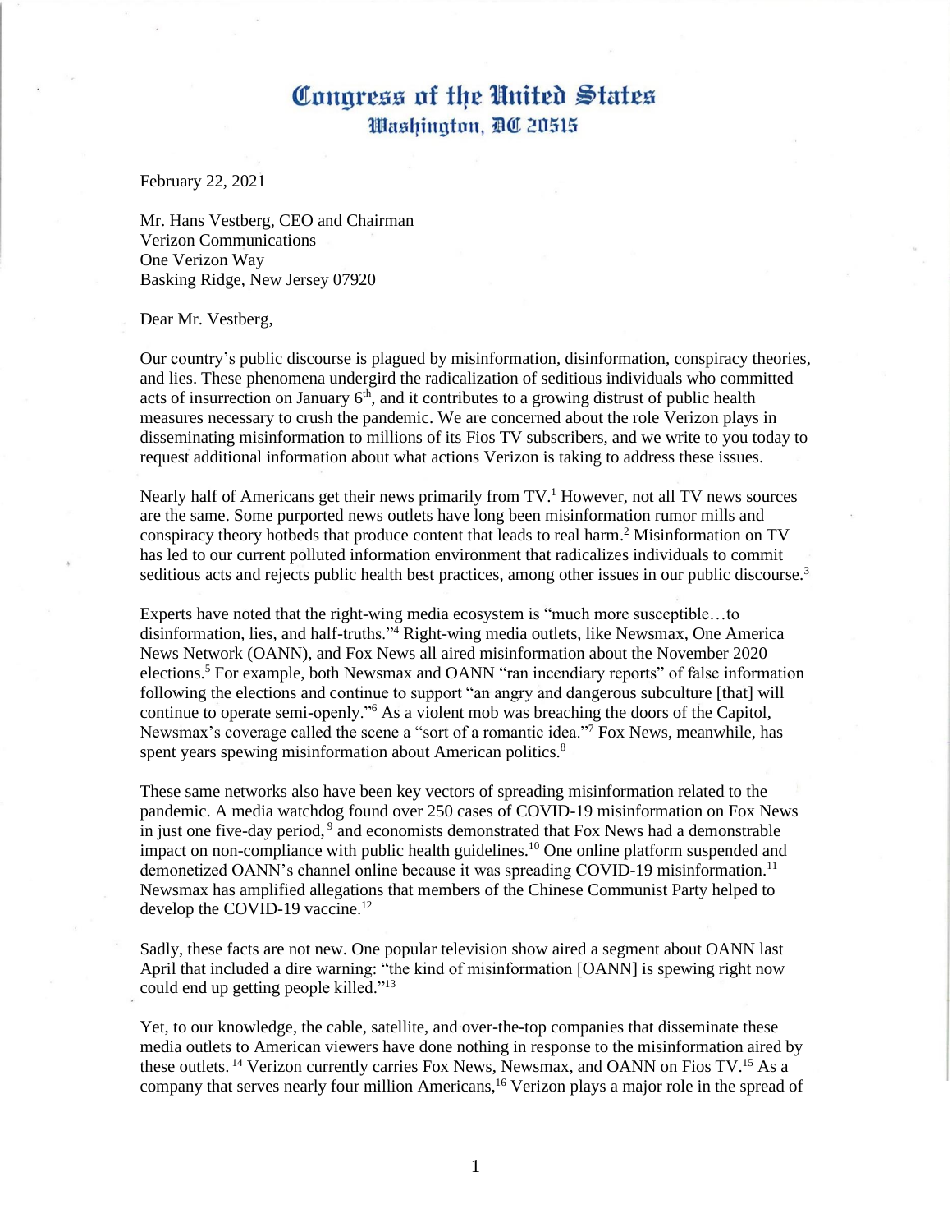# Congress of the United States
## Washington, DC 20515

February 22, 2021

Mr. Hans Vestberg, CEO and Chairman
Verizon Communications
One Verizon Way
Basking Ridge, New Jersey 07920

Dear Mr. Vestberg,

Our country's public discourse is plagued by misinformation, disinformation, conspiracy theories, and lies. These phenomena undergird the radicalization of seditious individuals who committed acts of insurrection on January 6th, and it contributes to a growing distrust of public health measures necessary to crush the pandemic. We are concerned about the role Verizon plays in disseminating misinformation to millions of its Fios TV subscribers, and we write to you today to request additional information about what actions Verizon is taking to address these issues.

Nearly half of Americans get their news primarily from TV.[1] However, not all TV news sources are the same. Some purported news outlets have long been misinformation rumor mills and conspiracy theory hotbeds that produce content that leads to real harm.[2] Misinformation on TV has led to our current polluted information environment that radicalizes individuals to commit seditious acts and rejects public health best practices, among other issues in our public discourse.[3]

Experts have noted that the right-wing media ecosystem is "much more susceptible…to disinformation, lies, and half-truths."[4] Right-wing media outlets, like Newsmax, One America News Network (OANN), and Fox News all aired misinformation about the November 2020 elections.[5] For example, both Newsmax and OANN "ran incendiary reports" of false information following the elections and continue to support "an angry and dangerous subculture [that] will continue to operate semi-openly."[6] As a violent mob was breaching the doors of the Capitol, Newsmax's coverage called the scene a "sort of a romantic idea."[7] Fox News, meanwhile, has spent years spewing misinformation about American politics.[8]

These same networks also have been key vectors of spreading misinformation related to the pandemic. A media watchdog found over 250 cases of COVID-19 misinformation on Fox News in just one five-day period,[9] and economists demonstrated that Fox News had a demonstrable impact on non-compliance with public health guidelines.[10] One online platform suspended and demonetized OANN's channel online because it was spreading COVID-19 misinformation.[11] Newsmax has amplified allegations that members of the Chinese Communist Party helped to develop the COVID-19 vaccine.[12]

Sadly, these facts are not new. One popular television show aired a segment about OANN last April that included a dire warning: "the kind of misinformation [OANN] is spewing right now could end up getting people killed."[13]

Yet, to our knowledge, the cable, satellite, and over-the-top companies that disseminate these media outlets to American viewers have done nothing in response to the misinformation aired by these outlets.[14] Verizon currently carries Fox News, Newsmax, and OANN on Fios TV.[15] As a company that serves nearly four million Americans,[16] Verizon plays a major role in the spread of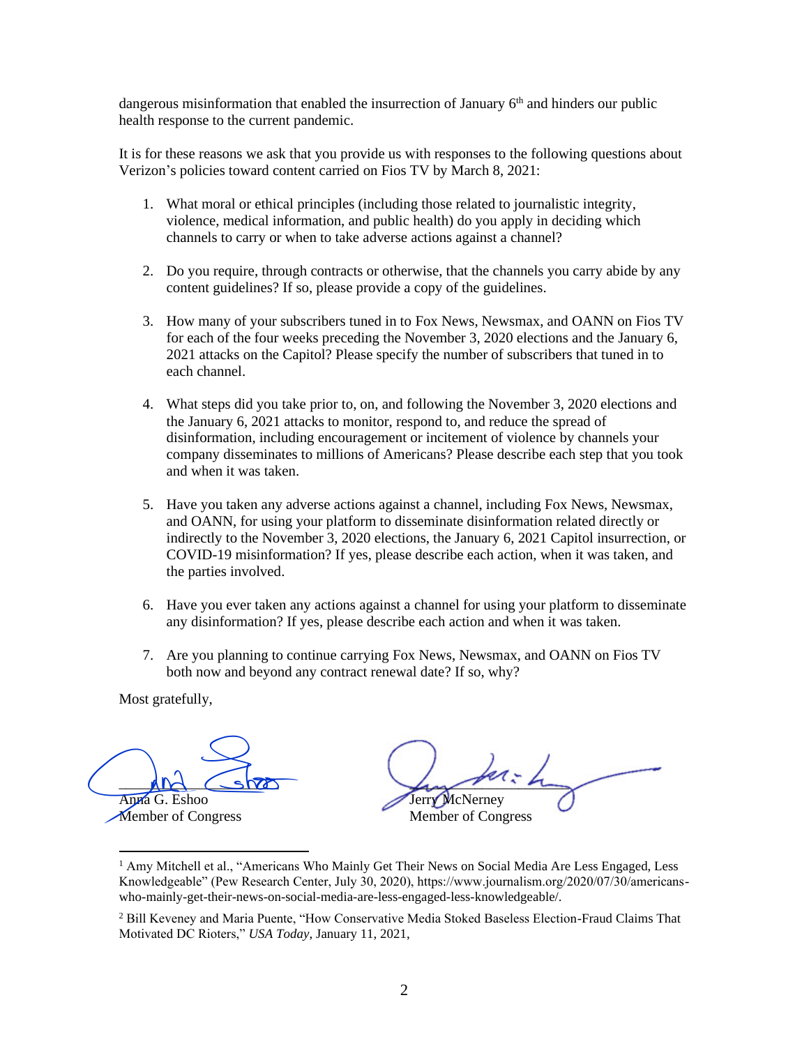dangerous misinformation that enabled the insurrection of January 6th and hinders our public health response to the current pandemic.

It is for these reasons we ask that you provide us with responses to the following questions about Verizon's policies toward content carried on Fios TV by March 8, 2021:

1. What moral or ethical principles (including those related to journalistic integrity, violence, medical information, and public health) do you apply in deciding which channels to carry or when to take adverse actions against a channel?

2. Do you require, through contracts or otherwise, that the channels you carry abide by any content guidelines? If so, please provide a copy of the guidelines.

3. How many of your subscribers tuned in to Fox News, Newsmax, and OANN on Fios TV for each of the four weeks preceding the November 3, 2020 elections and the January 6, 2021 attacks on the Capitol? Please specify the number of subscribers that tuned in to each channel.

4. What steps did you take prior to, on, and following the November 3, 2020 elections and the January 6, 2021 attacks to monitor, respond to, and reduce the spread of disinformation, including encouragement or incitement of violence by channels your company disseminates to millions of Americans? Please describe each step that you took and when it was taken.

5. Have you taken any adverse actions against a channel, including Fox News, Newsmax, and OANN, for using your platform to disseminate disinformation related directly or indirectly to the November 3, 2020 elections, the January 6, 2021 Capitol insurrection, or COVID-19 misinformation? If yes, please describe each action, when it was taken, and the parties involved.

6. Have you ever taken any actions against a channel for using your platform to disseminate any disinformation? If yes, please describe each action and when it was taken.

7. Are you planning to continue carrying Fox News, Newsmax, and OANN on Fios TV both now and beyond any contract renewal date? If so, why?

Most gratefully,

Anna G. Eshoo
Member of Congress

Jerry McNerney
Member of Congress

---

[1] Amy Mitchell et al., "Americans Who Mainly Get Their News on Social Media Are Less Engaged, Less Knowledgeable" (Pew Research Center, July 30, 2020), https://www.journalism.org/2020/07/30/americans-who-mainly-get-their-news-on-social-media-are-less-engaged-less-knowledgeable/.

[2] Bill Keveney and Maria Puente, "How Conservative Media Stoked Baseless Election-Fraud Claims That Motivated DC Rioters," *USA Today*, January 11, 2021,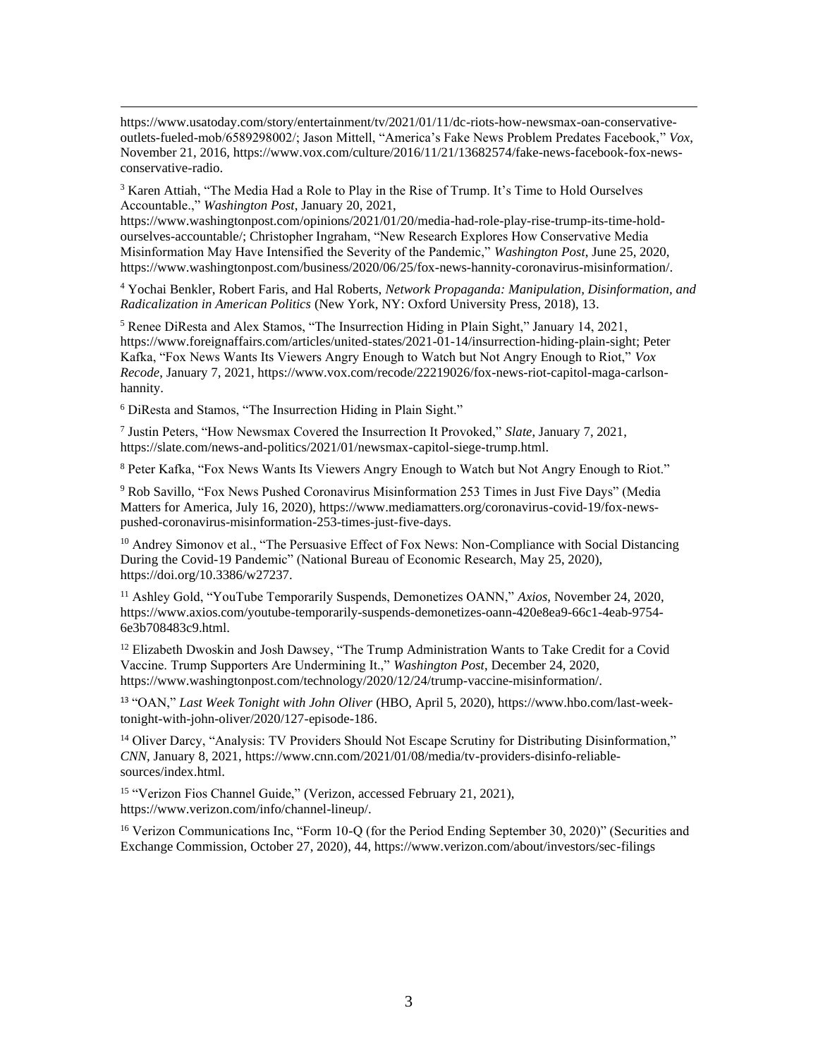https://www.usatoday.com/story/entertainment/tv/2021/01/11/dc-riots-how-newsmax-oan-conservative-outlets-fueled-mob/6589298002/; Jason Mittell, "America's Fake News Problem Predates Facebook," *Vox*, November 21, 2016, https://www.vox.com/culture/2016/11/21/13682574/fake-news-facebook-fox-news-conservative-radio.

[3] Karen Attiah, "The Media Had a Role to Play in the Rise of Trump. It's Time to Hold Ourselves Accountable.," *Washington Post*, January 20, 2021, https://www.washingtonpost.com/opinions/2021/01/20/media-had-role-play-rise-trump-its-time-hold-ourselves-accountable/; Christopher Ingraham, "New Research Explores How Conservative Media Misinformation May Have Intensified the Severity of the Pandemic," *Washington Post*, June 25, 2020, https://www.washingtonpost.com/business/2020/06/25/fox-news-hannity-coronavirus-misinformation/.

[4] Yochai Benkler, Robert Faris, and Hal Roberts, *Network Propaganda: Manipulation, Disinformation, and Radicalization in American Politics* (New York, NY: Oxford University Press, 2018), 13.

[5] Renee DiResta and Alex Stamos, "The Insurrection Hiding in Plain Sight," January 14, 2021, https://www.foreignaffairs.com/articles/united-states/2021-01-14/insurrection-hiding-plain-sight; Peter Kafka, "Fox News Wants Its Viewers Angry Enough to Watch but Not Angry Enough to Riot," *Vox Recode*, January 7, 2021, https://www.vox.com/recode/22219026/fox-news-riot-capitol-maga-carlson-hannity.

[6] DiResta and Stamos, "The Insurrection Hiding in Plain Sight."

[7] Justin Peters, "How Newsmax Covered the Insurrection It Provoked," *Slate*, January 7, 2021, https://slate.com/news-and-politics/2021/01/newsmax-capitol-siege-trump.html.

[8] Peter Kafka, "Fox News Wants Its Viewers Angry Enough to Watch but Not Angry Enough to Riot."

[9] Rob Savillo, "Fox News Pushed Coronavirus Misinformation 253 Times in Just Five Days" (Media Matters for America, July 16, 2020), https://www.mediamatters.org/coronavirus-covid-19/fox-news-pushed-coronavirus-misinformation-253-times-just-five-days.

[10] Andrey Simonov et al., "The Persuasive Effect of Fox News: Non-Compliance with Social Distancing During the Covid-19 Pandemic" (National Bureau of Economic Research, May 25, 2020), https://doi.org/10.3386/w27237.

[11] Ashley Gold, "YouTube Temporarily Suspends, Demonetizes OANN," *Axios*, November 24, 2020, https://www.axios.com/youtube-temporarily-suspends-demonetizes-oann-420e8ea9-66c1-4eab-9754-6e3b708483c9.html.

[12] Elizabeth Dwoskin and Josh Dawsey, "The Trump Administration Wants to Take Credit for a Covid Vaccine. Trump Supporters Are Undermining It.," *Washington Post*, December 24, 2020, https://www.washingtonpost.com/technology/2020/12/24/trump-vaccine-misinformation/.

[13] "OAN," *Last Week Tonight with John Oliver* (HBO, April 5, 2020), https://www.hbo.com/last-week-tonight-with-john-oliver/2020/127-episode-186.

[14] Oliver Darcy, "Analysis: TV Providers Should Not Escape Scrutiny for Distributing Disinformation," *CNN*, January 8, 2021, https://www.cnn.com/2021/01/08/media/tv-providers-disinfo-reliable-sources/index.html.

[15] "Verizon Fios Channel Guide," (Verizon, accessed February 21, 2021), https://www.verizon.com/info/channel-lineup/.

[16] Verizon Communications Inc, "Form 10-Q (for the Period Ending September 30, 2020)" (Securities and Exchange Commission, October 27, 2020), 44, https://www.verizon.com/about/investors/sec-filings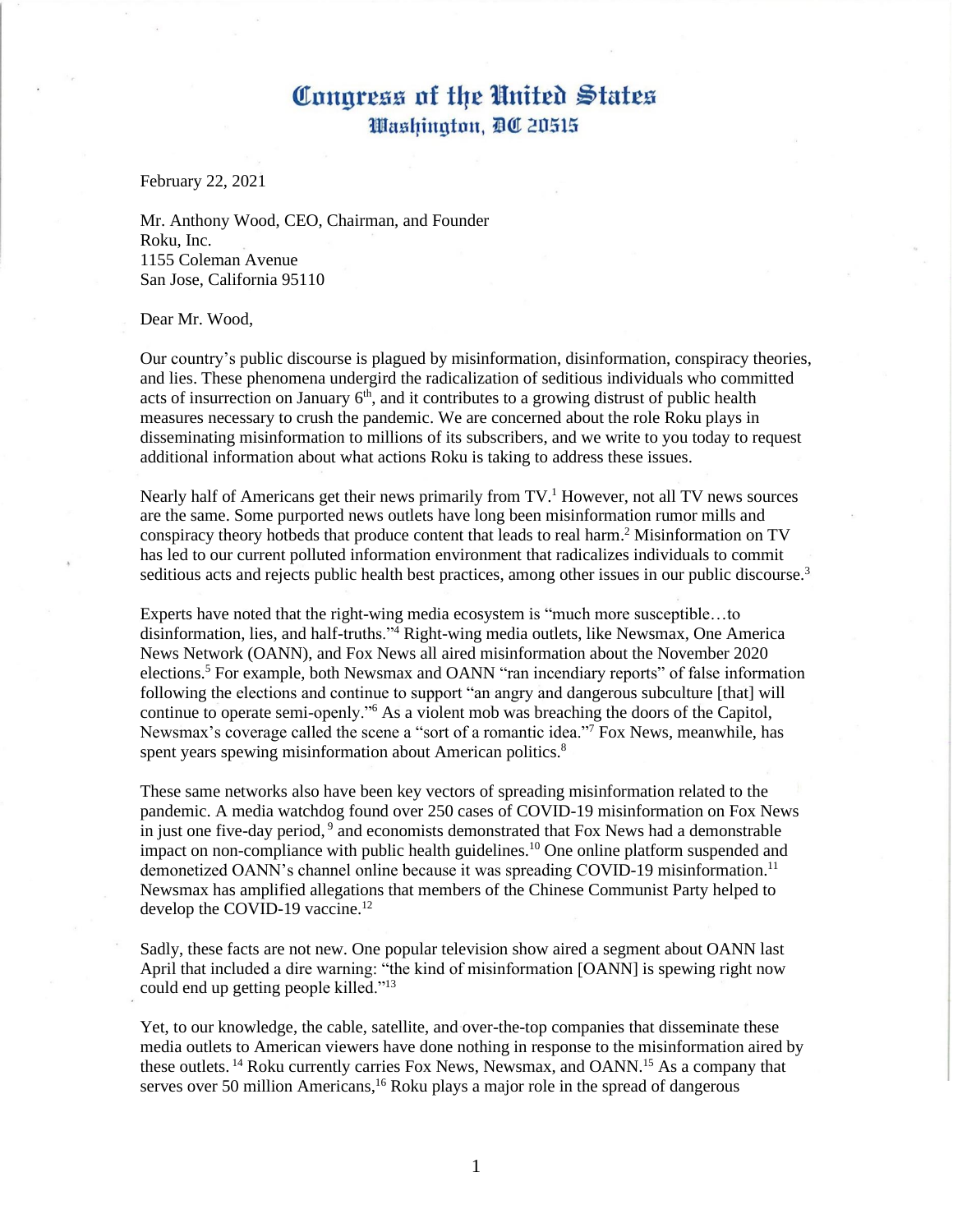# Congress of the United States
## Washington, DC 20515

February 22, 2021

Mr. Anthony Wood, CEO, Chairman, and Founder
Roku, Inc.
1155 Coleman Avenue
San Jose, California 95110

Dear Mr. Wood,

Our country's public discourse is plagued by misinformation, disinformation, conspiracy theories, and lies. These phenomena undergird the radicalization of seditious individuals who committed acts of insurrection on January 6th, and it contributes to a growing distrust of public health measures necessary to crush the pandemic. We are concerned about the role Roku plays in disseminating misinformation to millions of its subscribers, and we write to you today to request additional information about what actions Roku is taking to address these issues.

Nearly half of Americans get their news primarily from TV.[1] However, not all TV news sources are the same. Some purported news outlets have long been misinformation rumor mills and conspiracy theory hotbeds that produce content that leads to real harm.[2] Misinformation on TV has led to our current polluted information environment that radicalizes individuals to commit seditious acts and rejects public health best practices, among other issues in our public discourse.[3]

Experts have noted that the right-wing media ecosystem is "much more susceptible…to disinformation, lies, and half-truths."[4] Right-wing media outlets, like Newsmax, One America News Network (OANN), and Fox News all aired misinformation about the November 2020 elections.[5] For example, both Newsmax and OANN "ran incendiary reports" of false information following the elections and continue to support "an angry and dangerous subculture [that] will continue to operate semi-openly."[6] As a violent mob was breaching the doors of the Capitol, Newsmax's coverage called the scene a "sort of a romantic idea."[7] Fox News, meanwhile, has spent years spewing misinformation about American politics.[8]

These same networks also have been key vectors of spreading misinformation related to the pandemic. A media watchdog found over 250 cases of COVID-19 misinformation on Fox News in just one five-day period,[9] and economists demonstrated that Fox News had a demonstrable impact on non-compliance with public health guidelines.[10] One online platform suspended and demonetized OANN's channel online because it was spreading COVID-19 misinformation.[11] Newsmax has amplified allegations that members of the Chinese Communist Party helped to develop the COVID-19 vaccine.[12]

Sadly, these facts are not new. One popular television show aired a segment about OANN last April that included a dire warning: "the kind of misinformation [OANN] is spewing right now could end up getting people killed."[13]

Yet, to our knowledge, the cable, satellite, and over-the-top companies that disseminate these media outlets to American viewers have done nothing in response to the misinformation aired by these outlets.[14] Roku currently carries Fox News, Newsmax, and OANN.[15] As a company that serves over 50 million Americans,[16] Roku plays a major role in the spread of dangerous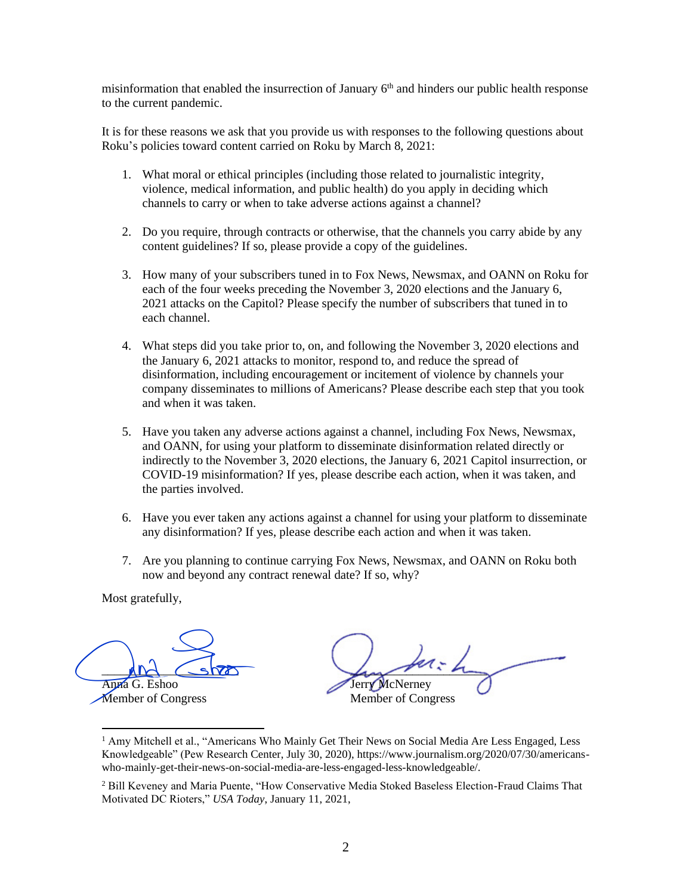misinformation that enabled the insurrection of January 6th and hinders our public health response to the current pandemic.

It is for these reasons we ask that you provide us with responses to the following questions about Roku's policies toward content carried on Roku by March 8, 2021:

1. What moral or ethical principles (including those related to journalistic integrity, violence, medical information, and public health) do you apply in deciding which channels to carry or when to take adverse actions against a channel?

2. Do you require, through contracts or otherwise, that the channels you carry abide by any content guidelines? If so, please provide a copy of the guidelines.

3. How many of your subscribers tuned in to Fox News, Newsmax, and OANN on Roku for each of the four weeks preceding the November 3, 2020 elections and the January 6, 2021 attacks on the Capitol? Please specify the number of subscribers that tuned in to each channel.

4. What steps did you take prior to, on, and following the November 3, 2020 elections and the January 6, 2021 attacks to monitor, respond to, and reduce the spread of disinformation, including encouragement or incitement of violence by channels your company disseminates to millions of Americans? Please describe each step that you took and when it was taken.

5. Have you taken any adverse actions against a channel, including Fox News, Newsmax, and OANN, for using your platform to disseminate disinformation related directly or indirectly to the November 3, 2020 elections, the January 6, 2021 Capitol insurrection, or COVID-19 misinformation? If yes, please describe each action, when it was taken, and the parties involved.

6. Have you ever taken any actions against a channel for using your platform to disseminate any disinformation? If yes, please describe each action and when it was taken.

7. Are you planning to continue carrying Fox News, Newsmax, and OANN on Roku both now and beyond any contract renewal date? If so, why?

Most gratefully,

Anna G. Eshoo
Member of Congress

Jerry McNerney
Member of Congress

---

[1] Amy Mitchell et al., "Americans Who Mainly Get Their News on Social Media Are Less Engaged, Less Knowledgeable" (Pew Research Center, July 30, 2020), https://www.journalism.org/2020/07/30/americans-who-mainly-get-their-news-on-social-media-are-less-engaged-less-knowledgeable/.

[2] Bill Keveney and Maria Puente, "How Conservative Media Stoked Baseless Election-Fraud Claims That Motivated DC Rioters," *USA Today*, January 11, 2021,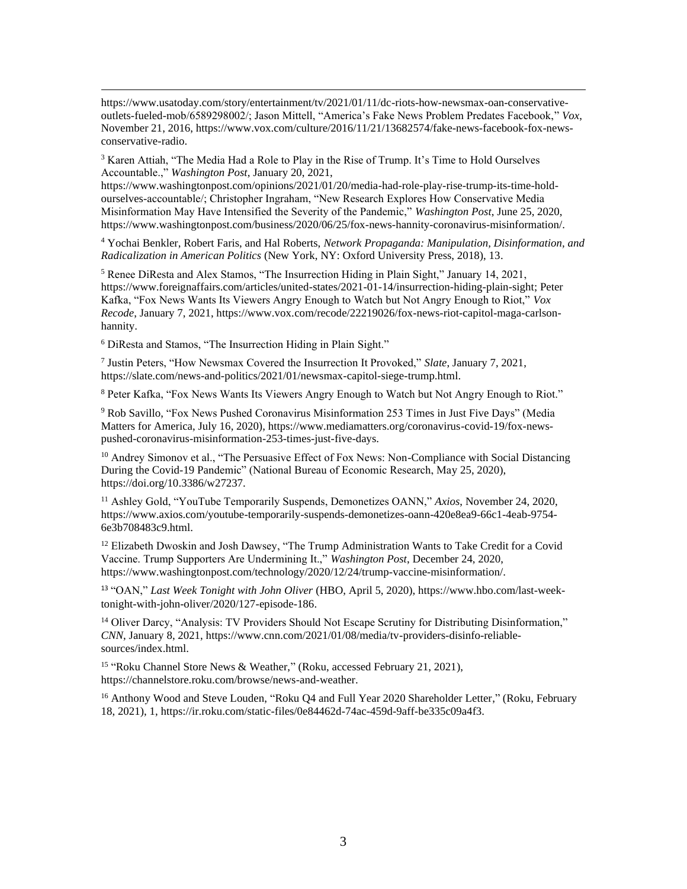https://www.usatoday.com/story/entertainment/tv/2021/01/11/dc-riots-how-newsmax-oan-conservative-outlets-fueled-mob/6589298002/; Jason Mittell, "America's Fake News Problem Predates Facebook," *Vox*, November 21, 2016, https://www.vox.com/culture/2016/11/21/13682574/fake-news-facebook-fox-news-conservative-radio.

[3] Karen Attiah, "The Media Had a Role to Play in the Rise of Trump. It's Time to Hold Ourselves Accountable.," *Washington Post*, January 20, 2021, https://www.washingtonpost.com/opinions/2021/01/20/media-had-role-play-rise-trump-its-time-hold-ourselves-accountable/; Christopher Ingraham, "New Research Explores How Conservative Media Misinformation May Have Intensified the Severity of the Pandemic," *Washington Post*, June 25, 2020, https://www.washingtonpost.com/business/2020/06/25/fox-news-hannity-coronavirus-misinformation/.

[4] Yochai Benkler, Robert Faris, and Hal Roberts, *Network Propaganda: Manipulation, Disinformation, and Radicalization in American Politics* (New York, NY: Oxford University Press, 2018), 13.

[5] Renee DiResta and Alex Stamos, "The Insurrection Hiding in Plain Sight," January 14, 2021, https://www.foreignaffairs.com/articles/united-states/2021-01-14/insurrection-hiding-plain-sight; Peter Kafka, "Fox News Wants Its Viewers Angry Enough to Watch but Not Angry Enough to Riot," *Vox Recode*, January 7, 2021, https://www.vox.com/recode/22219026/fox-news-riot-capitol-maga-carlson-hannity.

[6] DiResta and Stamos, "The Insurrection Hiding in Plain Sight."

[7] Justin Peters, "How Newsmax Covered the Insurrection It Provoked," *Slate*, January 7, 2021, https://slate.com/news-and-politics/2021/01/newsmax-capitol-siege-trump.html.

[8] Peter Kafka, "Fox News Wants Its Viewers Angry Enough to Watch but Not Angry Enough to Riot."

[9] Rob Savillo, "Fox News Pushed Coronavirus Misinformation 253 Times in Just Five Days" (Media Matters for America, July 16, 2020), https://www.mediamatters.org/coronavirus-covid-19/fox-news-pushed-coronavirus-misinformation-253-times-just-five-days.

[10] Andrey Simonov et al., "The Persuasive Effect of Fox News: Non-Compliance with Social Distancing During the Covid-19 Pandemic" (National Bureau of Economic Research, May 25, 2020), https://doi.org/10.3386/w27237.

[11] Ashley Gold, "YouTube Temporarily Suspends, Demonetizes OANN," *Axios*, November 24, 2020, https://www.axios.com/youtube-temporarily-suspends-demonetizes-oann-420e8ea9-66c1-4eab-9754-6e3b708483c9.html.

[12] Elizabeth Dwoskin and Josh Dawsey, "The Trump Administration Wants to Take Credit for a Covid Vaccine. Trump Supporters Are Undermining It.," *Washington Post*, December 24, 2020, https://www.washingtonpost.com/technology/2020/12/24/trump-vaccine-misinformation/.

[13] "OAN," *Last Week Tonight with John Oliver* (HBO, April 5, 2020), https://www.hbo.com/last-week-tonight-with-john-oliver/2020/127-episode-186.

[14] Oliver Darcy, "Analysis: TV Providers Should Not Escape Scrutiny for Distributing Disinformation," *CNN*, January 8, 2021, https://www.cnn.com/2021/01/08/media/tv-providers-disinfo-reliable-sources/index.html.

[15] "Roku Channel Store News & Weather," (Roku, accessed February 21, 2021), https://channelstore.roku.com/browse/news-and-weather.

[16] Anthony Wood and Steve Louden, "Roku Q4 and Full Year 2020 Shareholder Letter," (Roku, February 18, 2021), 1, https://ir.roku.com/static-files/0e84462d-74ac-459d-9aff-be335c09a4f3.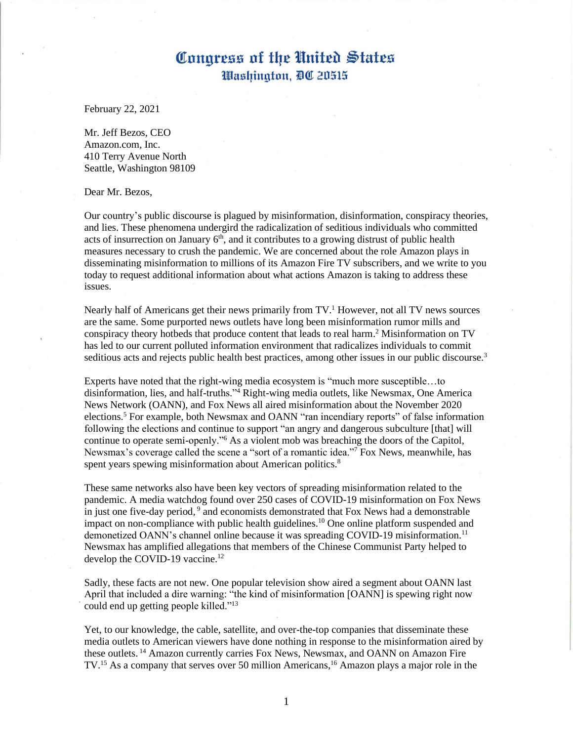# Congress of the United States
## Washington, DC 20515

February 22, 2021

Mr. Jeff Bezos, CEO
Amazon.com, Inc.
410 Terry Avenue North
Seattle, Washington 98109

Dear Mr. Bezos,

Our country's public discourse is plagued by misinformation, disinformation, conspiracy theories, and lies. These phenomena undergird the radicalization of seditious individuals who committed acts of insurrection on January 6th, and it contributes to a growing distrust of public health measures necessary to crush the pandemic. We are concerned about the role Amazon plays in disseminating misinformation to millions of its Amazon Fire TV subscribers, and we write to you today to request additional information about what actions Amazon is taking to address these issues.

Nearly half of Americans get their news primarily from TV.[1] However, not all TV news sources are the same. Some purported news outlets have long been misinformation rumor mills and conspiracy theory hotbeds that produce content that leads to real harm.[2] Misinformation on TV has led to our current polluted information environment that radicalizes individuals to commit seditious acts and rejects public health best practices, among other issues in our public discourse.[3]

Experts have noted that the right-wing media ecosystem is "much more susceptible…to disinformation, lies, and half-truths."[4] Right-wing media outlets, like Newsmax, One America News Network (OANN), and Fox News all aired misinformation about the November 2020 elections.[5] For example, both Newsmax and OANN "ran incendiary reports" of false information following the elections and continue to support "an angry and dangerous subculture [that] will continue to operate semi-openly."[6] As a violent mob was breaching the doors of the Capitol, Newsmax's coverage called the scene a "sort of a romantic idea."[7] Fox News, meanwhile, has spent years spewing misinformation about American politics.[8]

These same networks also have been key vectors of spreading misinformation related to the pandemic. A media watchdog found over 250 cases of COVID-19 misinformation on Fox News in just one five-day period,[9] and economists demonstrated that Fox News had a demonstrable impact on non-compliance with public health guidelines.[10] One online platform suspended and demonetized OANN's channel online because it was spreading COVID-19 misinformation.[11] Newsmax has amplified allegations that members of the Chinese Communist Party helped to develop the COVID-19 vaccine.[12]

Sadly, these facts are not new. One popular television show aired a segment about OANN last April that included a dire warning: "the kind of misinformation [OANN] is spewing right now could end up getting people killed."[13]

Yet, to our knowledge, the cable, satellite, and over-the-top companies that disseminate these media outlets to American viewers have done nothing in response to the misinformation aired by these outlets.[14] Amazon currently carries Fox News, Newsmax, and OANN on Amazon Fire TV.[15] As a company that serves over 50 million Americans,[16] Amazon plays a major role in the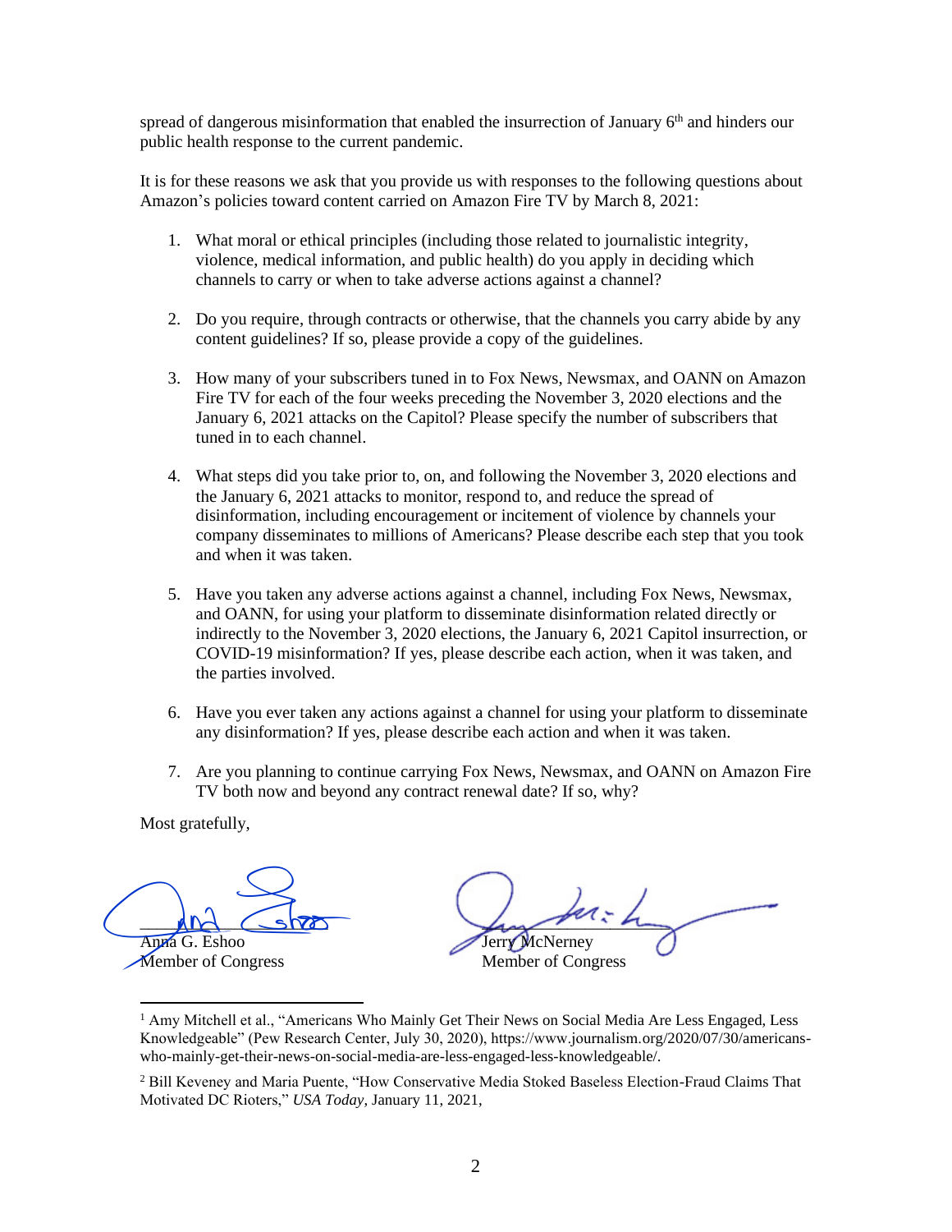spread of dangerous misinformation that enabled the insurrection of January 6[th] and hinders our public health response to the current pandemic.

It is for these reasons we ask that you provide us with responses to the following questions about Amazon's policies toward content carried on Amazon Fire TV by March 8, 2021:

1. What moral or ethical principles (including those related to journalistic integrity, violence, medical information, and public health) do you apply in deciding which channels to carry or when to take adverse actions against a channel?

2. Do you require, through contracts or otherwise, that the channels you carry abide by any content guidelines? If so, please provide a copy of the guidelines.

3. How many of your subscribers tuned in to Fox News, Newsmax, and OANN on Amazon Fire TV for each of the four weeks preceding the November 3, 2020 elections and the January 6, 2021 attacks on the Capitol? Please specify the number of subscribers that tuned in to each channel.

4. What steps did you take prior to, on, and following the November 3, 2020 elections and the January 6, 2021 attacks to monitor, respond to, and reduce the spread of disinformation, including encouragement or incitement of violence by channels your company disseminates to millions of Americans? Please describe each step that you took and when it was taken.

5. Have you taken any adverse actions against a channel, including Fox News, Newsmax, and OANN, for using your platform to disseminate disinformation related directly or indirectly to the November 3, 2020 elections, the January 6, 2021 Capitol insurrection, or COVID-19 misinformation? If yes, please describe each action, when it was taken, and the parties involved.

6. Have you ever taken any actions against a channel for using your platform to disseminate any disinformation? If yes, please describe each action and when it was taken.

7. Are you planning to continue carrying Fox News, Newsmax, and OANN on Amazon Fire TV both now and beyond any contract renewal date? If so, why?

Most gratefully,

Anna G. Eshoo
Member of Congress

Jerry McNerney
Member of Congress

[1] Amy Mitchell et al., "Americans Who Mainly Get Their News on Social Media Are Less Engaged, Less Knowledgeable" (Pew Research Center, July 30, 2020), https://www.journalism.org/2020/07/30/americans-who-mainly-get-their-news-on-social-media-are-less-engaged-less-knowledgeable/.

[2] Bill Keveney and Maria Puente, "How Conservative Media Stoked Baseless Election-Fraud Claims That Motivated DC Rioters," *USA Today*, January 11, 2021,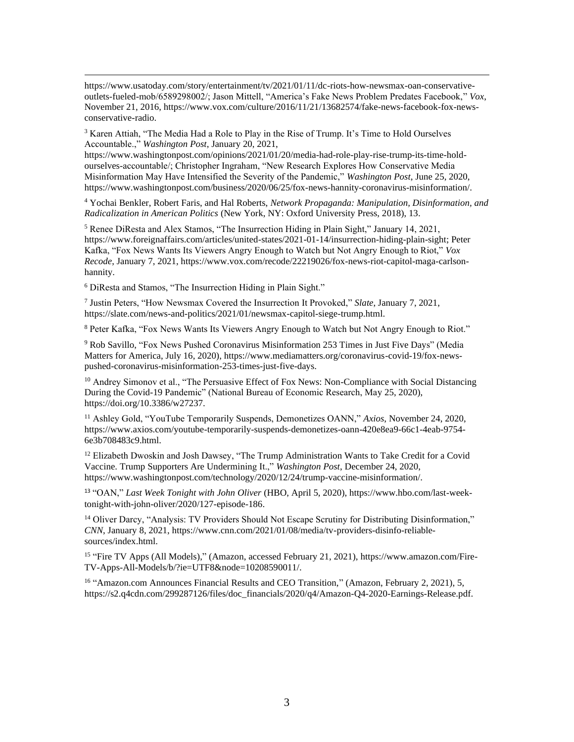https://www.usatoday.com/story/entertainment/tv/2021/01/11/dc-riots-how-newsmax-oan-conservative-outlets-fueled-mob/6589298002/; Jason Mittell, "America's Fake News Problem Predates Facebook," *Vox*, November 21, 2016, https://www.vox.com/culture/2016/11/21/13682574/fake-news-facebook-fox-news-conservative-radio.

[3] Karen Attiah, "The Media Had a Role to Play in the Rise of Trump. It's Time to Hold Ourselves Accountable.," *Washington Post*, January 20, 2021, https://www.washingtonpost.com/opinions/2021/01/20/media-had-role-play-rise-trump-its-time-hold-ourselves-accountable/; Christopher Ingraham, "New Research Explores How Conservative Media Misinformation May Have Intensified the Severity of the Pandemic," *Washington Post*, June 25, 2020, https://www.washingtonpost.com/business/2020/06/25/fox-news-hannity-coronavirus-misinformation/.

[4] Yochai Benkler, Robert Faris, and Hal Roberts, *Network Propaganda: Manipulation, Disinformation, and Radicalization in American Politics* (New York, NY: Oxford University Press, 2018), 13.

[5] Renee DiResta and Alex Stamos, "The Insurrection Hiding in Plain Sight," January 14, 2021, https://www.foreignaffairs.com/articles/united-states/2021-01-14/insurrection-hiding-plain-sight; Peter Kafka, "Fox News Wants Its Viewers Angry Enough to Watch but Not Angry Enough to Riot," *Vox Recode*, January 7, 2021, https://www.vox.com/recode/22219026/fox-news-riot-capitol-maga-carlson-hannity.

[6] DiResta and Stamos, "The Insurrection Hiding in Plain Sight."

[7] Justin Peters, "How Newsmax Covered the Insurrection It Provoked," *Slate*, January 7, 2021, https://slate.com/news-and-politics/2021/01/newsmax-capitol-siege-trump.html.

[8] Peter Kafka, "Fox News Wants Its Viewers Angry Enough to Watch but Not Angry Enough to Riot."

[9] Rob Savillo, "Fox News Pushed Coronavirus Misinformation 253 Times in Just Five Days" (Media Matters for America, July 16, 2020), https://www.mediamatters.org/coronavirus-covid-19/fox-news-pushed-coronavirus-misinformation-253-times-just-five-days.

[10] Andrey Simonov et al., "The Persuasive Effect of Fox News: Non-Compliance with Social Distancing During the Covid-19 Pandemic" (National Bureau of Economic Research, May 25, 2020), https://doi.org/10.3386/w27237.

[11] Ashley Gold, "YouTube Temporarily Suspends, Demonetizes OANN," *Axios*, November 24, 2020, https://www.axios.com/youtube-temporarily-suspends-demonetizes-oann-420e8ea9-66c1-4eab-9754-6e3b708483c9.html.

[12] Elizabeth Dwoskin and Josh Dawsey, "The Trump Administration Wants to Take Credit for a Covid Vaccine. Trump Supporters Are Undermining It.," *Washington Post*, December 24, 2020, https://www.washingtonpost.com/technology/2020/12/24/trump-vaccine-misinformation/.

[13] "OAN," *Last Week Tonight with John Oliver* (HBO, April 5, 2020), https://www.hbo.com/last-week-tonight-with-john-oliver/2020/127-episode-186.

[14] Oliver Darcy, "Analysis: TV Providers Should Not Escape Scrutiny for Distributing Disinformation," *CNN*, January 8, 2021, https://www.cnn.com/2021/01/08/media/tv-providers-disinfo-reliable-sources/index.html.

[15] "Fire TV Apps (All Models)," (Amazon, accessed February 21, 2021), https://www.amazon.com/Fire-TV-Apps-All-Models/b/?ie=UTF8&node=10208590011/.

[16] "Amazon.com Announces Financial Results and CEO Transition," (Amazon, February 2, 2021), 5, https://s2.q4cdn.com/299287126/files/doc_financials/2020/q4/Amazon-Q4-2020-Earnings-Release.pdf.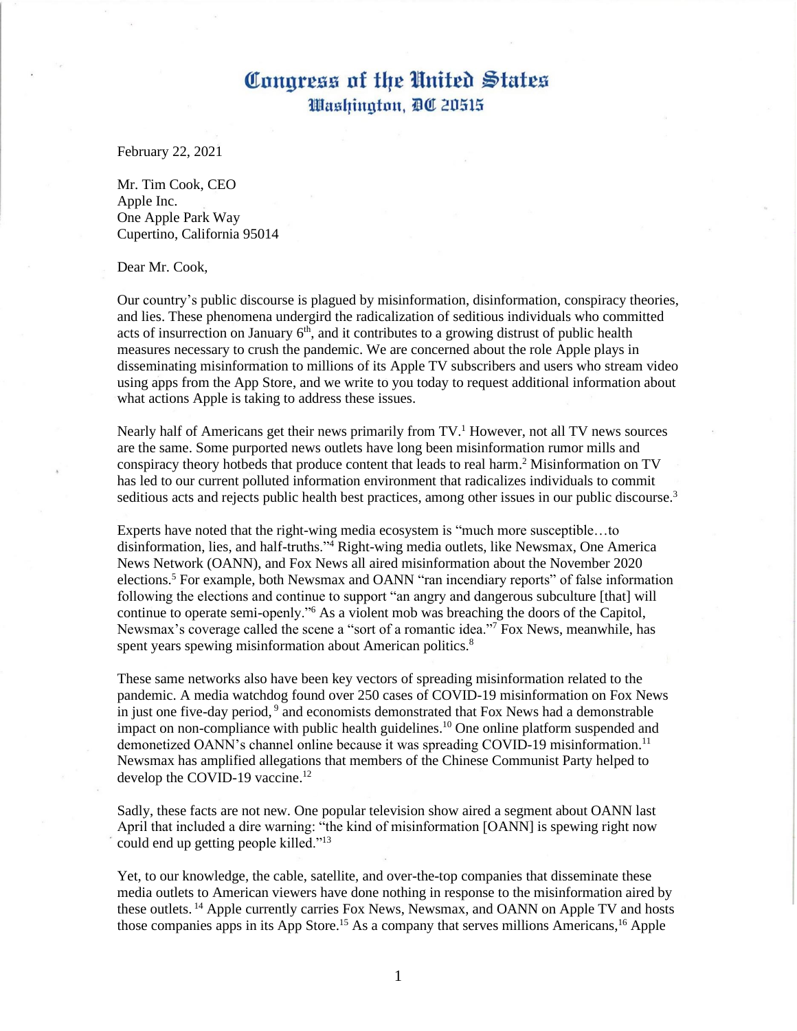# Congress of the United States
## Washington, DC 20515

February 22, 2021

Mr. Tim Cook, CEO
Apple Inc.
One Apple Park Way
Cupertino, California 95014

Dear Mr. Cook,

Our country's public discourse is plagued by misinformation, disinformation, conspiracy theories, and lies. These phenomena undergird the radicalization of seditious individuals who committed acts of insurrection on January 6th, and it contributes to a growing distrust of public health measures necessary to crush the pandemic. We are concerned about the role Apple plays in disseminating misinformation to millions of its Apple TV subscribers and users who stream video using apps from the App Store, and we write to you today to request additional information about what actions Apple is taking to address these issues.

Nearly half of Americans get their news primarily from TV.[1] However, not all TV news sources are the same. Some purported news outlets have long been misinformation rumor mills and conspiracy theory hotbeds that produce content that leads to real harm.[2] Misinformation on TV has led to our current polluted information environment that radicalizes individuals to commit seditious acts and rejects public health best practices, among other issues in our public discourse.[3]

Experts have noted that the right-wing media ecosystem is "much more susceptible…to disinformation, lies, and half-truths."[4] Right-wing media outlets, like Newsmax, One America News Network (OANN), and Fox News all aired misinformation about the November 2020 elections.[5] For example, both Newsmax and OANN "ran incendiary reports" of false information following the elections and continue to support "an angry and dangerous subculture [that] will continue to operate semi-openly."[6] As a violent mob was breaching the doors of the Capitol, Newsmax's coverage called the scene a "sort of a romantic idea."[7] Fox News, meanwhile, has spent years spewing misinformation about American politics.[8]

These same networks also have been key vectors of spreading misinformation related to the pandemic. A media watchdog found over 250 cases of COVID-19 misinformation on Fox News in just one five-day period,[9] and economists demonstrated that Fox News had a demonstrable impact on non-compliance with public health guidelines.[10] One online platform suspended and demonetized OANN's channel online because it was spreading COVID-19 misinformation.[11] Newsmax has amplified allegations that members of the Chinese Communist Party helped to develop the COVID-19 vaccine.[12]

Sadly, these facts are not new. One popular television show aired a segment about OANN last April that included a dire warning: "the kind of misinformation [OANN] is spewing right now could end up getting people killed."[13]

Yet, to our knowledge, the cable, satellite, and over-the-top companies that disseminate these media outlets to American viewers have done nothing in response to the misinformation aired by these outlets.[14] Apple currently carries Fox News, Newsmax, and OANN on Apple TV and hosts those companies apps in its App Store.[15] As a company that serves millions Americans,[16] Apple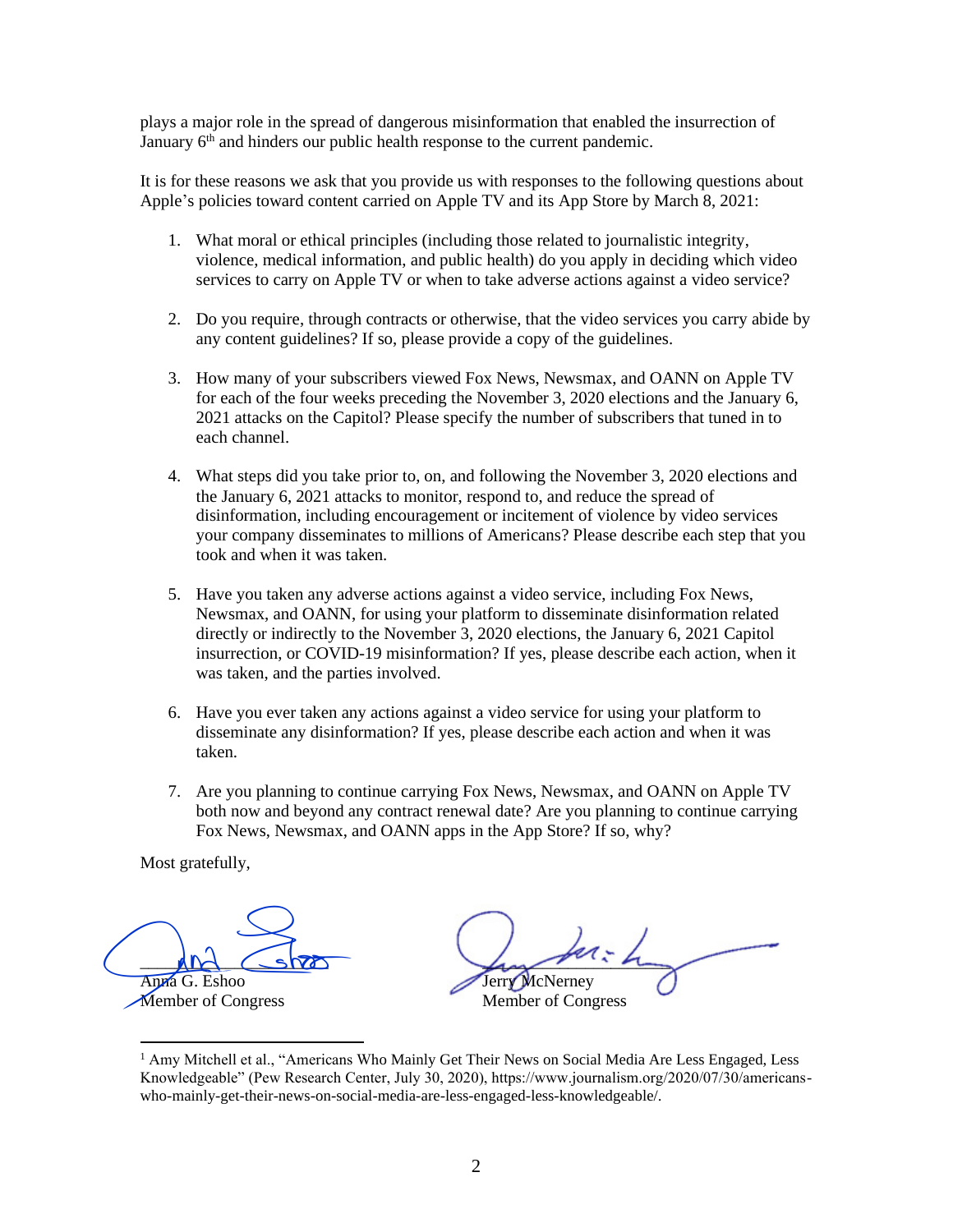plays a major role in the spread of dangerous misinformation that enabled the insurrection of January 6[th] and hinders our public health response to the current pandemic.

It is for these reasons we ask that you provide us with responses to the following questions about Apple's policies toward content carried on Apple TV and its App Store by March 8, 2021:

1. What moral or ethical principles (including those related to journalistic integrity, violence, medical information, and public health) do you apply in deciding which video services to carry on Apple TV or when to take adverse actions against a video service?

2. Do you require, through contracts or otherwise, that the video services you carry abide by any content guidelines? If so, please provide a copy of the guidelines.

3. How many of your subscribers viewed Fox News, Newsmax, and OANN on Apple TV for each of the four weeks preceding the November 3, 2020 elections and the January 6, 2021 attacks on the Capitol? Please specify the number of subscribers that tuned in to each channel.

4. What steps did you take prior to, on, and following the November 3, 2020 elections and the January 6, 2021 attacks to monitor, respond to, and reduce the spread of disinformation, including encouragement or incitement of violence by video services your company disseminates to millions of Americans? Please describe each step that you took and when it was taken.

5. Have you taken any adverse actions against a video service, including Fox News, Newsmax, and OANN, for using your platform to disseminate disinformation related directly or indirectly to the November 3, 2020 elections, the January 6, 2021 Capitol insurrection, or COVID-19 misinformation? If yes, please describe each action, when it was taken, and the parties involved.

6. Have you ever taken any actions against a video service for using your platform to disseminate any disinformation? If yes, please describe each action and when it was taken.

7. Are you planning to continue carrying Fox News, Newsmax, and OANN on Apple TV both now and beyond any contract renewal date? Are you planning to continue carrying Fox News, Newsmax, and OANN apps in the App Store? If so, why?

Most gratefully,

Anna G. Eshoo
Member of Congress

Jerry McNerney
Member of Congress

[1] Amy Mitchell et al., "Americans Who Mainly Get Their News on Social Media Are Less Engaged, Less Knowledgeable" (Pew Research Center, July 30, 2020), https://www.journalism.org/2020/07/30/americans-who-mainly-get-their-news-on-social-media-are-less-engaged-less-knowledgeable/.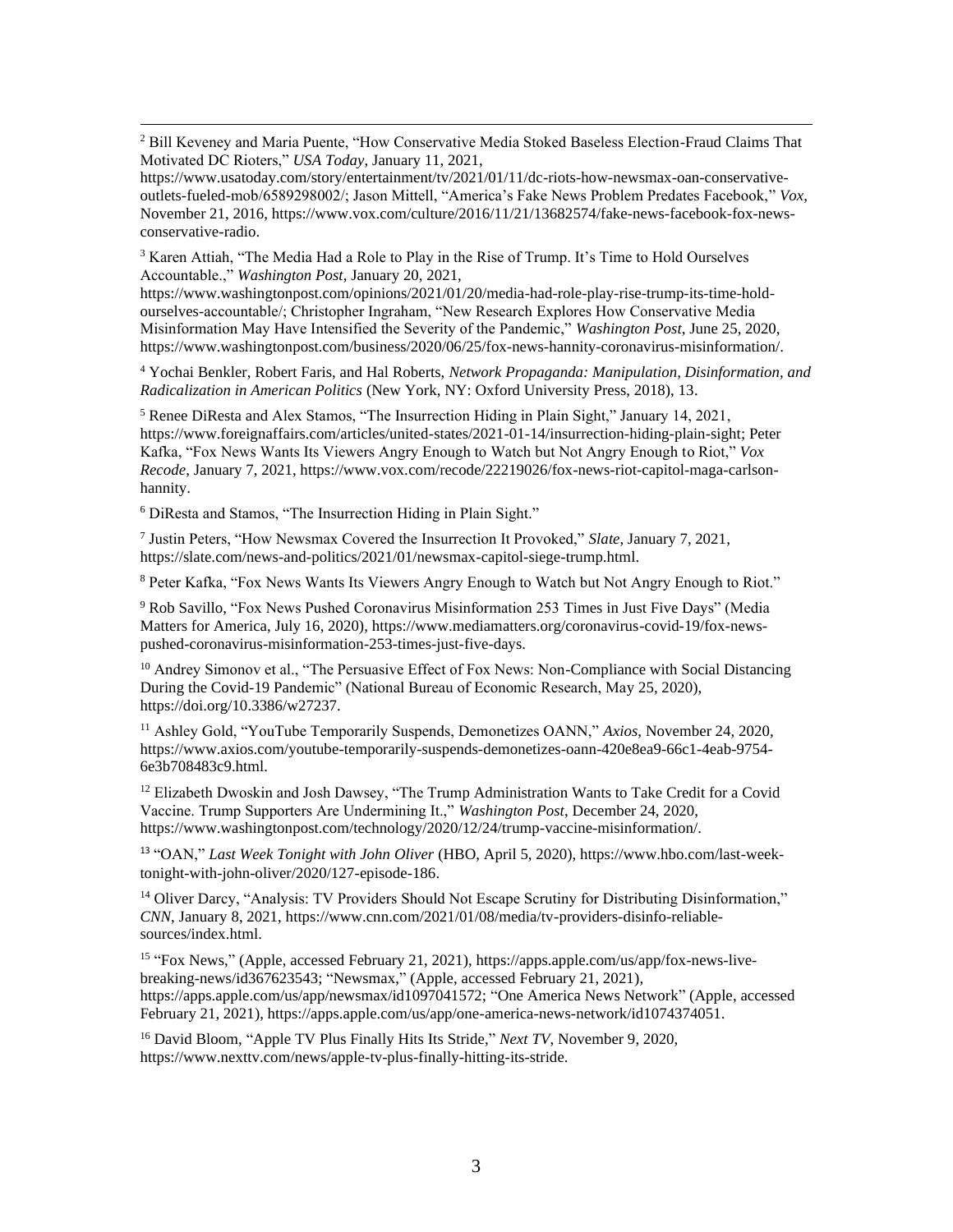[2] Bill Keveney and Maria Puente, "How Conservative Media Stoked Baseless Election-Fraud Claims That Motivated DC Rioters," *USA Today*, January 11, 2021, https://www.usatoday.com/story/entertainment/tv/2021/01/11/dc-riots-how-newsmax-oan-conservative-outlets-fueled-mob/6589298002/; Jason Mittell, "America's Fake News Problem Predates Facebook," *Vox*, November 21, 2016, https://www.vox.com/culture/2016/11/21/13682574/fake-news-facebook-fox-news-conservative-radio.

[3] Karen Attiah, "The Media Had a Role to Play in the Rise of Trump. It's Time to Hold Ourselves Accountable.," *Washington Post*, January 20, 2021, https://www.washingtonpost.com/opinions/2021/01/20/media-had-role-play-rise-trump-its-time-hold-ourselves-accountable/; Christopher Ingraham, "New Research Explores How Conservative Media Misinformation May Have Intensified the Severity of the Pandemic," *Washington Post*, June 25, 2020, https://www.washingtonpost.com/business/2020/06/25/fox-news-hannity-coronavirus-misinformation/.

[4] Yochai Benkler, Robert Faris, and Hal Roberts, *Network Propaganda: Manipulation, Disinformation, and Radicalization in American Politics* (New York, NY: Oxford University Press, 2018), 13.

[5] Renee DiResta and Alex Stamos, "The Insurrection Hiding in Plain Sight," January 14, 2021, https://www.foreignaffairs.com/articles/united-states/2021-01-14/insurrection-hiding-plain-sight; Peter Kafka, "Fox News Wants Its Viewers Angry Enough to Watch but Not Angry Enough to Riot," *Vox Recode*, January 7, 2021, https://www.vox.com/recode/22219026/fox-news-riot-capitol-maga-carlson-hannity.

[6] DiResta and Stamos, "The Insurrection Hiding in Plain Sight."

[7] Justin Peters, "How Newsmax Covered the Insurrection It Provoked," *Slate*, January 7, 2021, https://slate.com/news-and-politics/2021/01/newsmax-capitol-siege-trump.html.

[8] Peter Kafka, "Fox News Wants Its Viewers Angry Enough to Watch but Not Angry Enough to Riot."

[9] Rob Savillo, "Fox News Pushed Coronavirus Misinformation 253 Times in Just Five Days" (Media Matters for America, July 16, 2020), https://www.mediamatters.org/coronavirus-covid-19/fox-news-pushed-coronavirus-misinformation-253-times-just-five-days.

[10] Andrey Simonov et al., "The Persuasive Effect of Fox News: Non-Compliance with Social Distancing During the Covid-19 Pandemic" (National Bureau of Economic Research, May 25, 2020), https://doi.org/10.3386/w27237.

[11] Ashley Gold, "YouTube Temporarily Suspends, Demonetizes OANN," *Axios*, November 24, 2020, https://www.axios.com/youtube-temporarily-suspends-demonetizes-oann-420e8ea9-66c1-4eab-9754-6e3b708483c9.html.

[12] Elizabeth Dwoskin and Josh Dawsey, "The Trump Administration Wants to Take Credit for a Covid Vaccine. Trump Supporters Are Undermining It.," *Washington Post*, December 24, 2020, https://www.washingtonpost.com/technology/2020/12/24/trump-vaccine-misinformation/.

[13] "OAN," *Last Week Tonight with John Oliver* (HBO, April 5, 2020), https://www.hbo.com/last-week-tonight-with-john-oliver/2020/127-episode-186.

[14] Oliver Darcy, "Analysis: TV Providers Should Not Escape Scrutiny for Distributing Disinformation," *CNN*, January 8, 2021, https://www.cnn.com/2021/01/08/media/tv-providers-disinfo-reliable-sources/index.html.

[15] "Fox News," (Apple, accessed February 21, 2021), https://apps.apple.com/us/app/fox-news-live-breaking-news/id367623543; "Newsmax," (Apple, accessed February 21, 2021), https://apps.apple.com/us/app/newsmax/id1097041572; "One America News Network" (Apple, accessed February 21, 2021), https://apps.apple.com/us/app/one-america-news-network/id1074374051.

[16] David Bloom, "Apple TV Plus Finally Hits Its Stride," *Next TV*, November 9, 2020, https://www.nexttv.com/news/apple-tv-plus-finally-hitting-its-stride.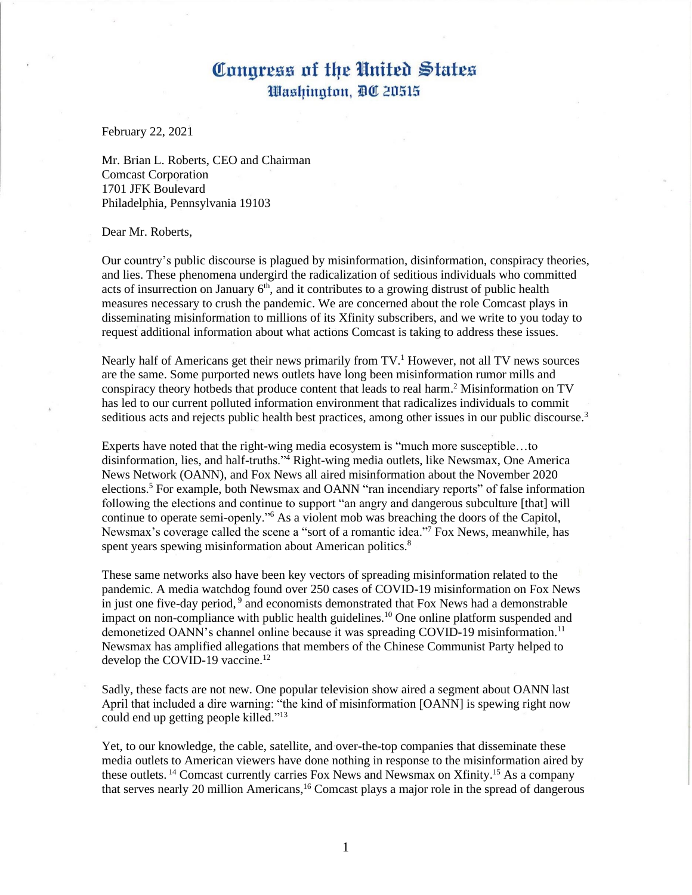# Congress of the United States
## Washington, DC 20515

February 22, 2021

Mr. Brian L. Roberts, CEO and Chairman
Comcast Corporation
1701 JFK Boulevard
Philadelphia, Pennsylvania 19103

Dear Mr. Roberts,

Our country's public discourse is plagued by misinformation, disinformation, conspiracy theories, and lies. These phenomena undergird the radicalization of seditious individuals who committed acts of insurrection on January 6th, and it contributes to a growing distrust of public health measures necessary to crush the pandemic. We are concerned about the role Comcast plays in disseminating misinformation to millions of its Xfinity subscribers, and we write to you today to request additional information about what actions Comcast is taking to address these issues.

Nearly half of Americans get their news primarily from TV.[1] However, not all TV news sources are the same. Some purported news outlets have long been misinformation rumor mills and conspiracy theory hotbeds that produce content that leads to real harm.[2] Misinformation on TV has led to our current polluted information environment that radicalizes individuals to commit seditious acts and rejects public health best practices, among other issues in our public discourse.[3]

Experts have noted that the right-wing media ecosystem is "much more susceptible…to disinformation, lies, and half-truths."[4] Right-wing media outlets, like Newsmax, One America News Network (OANN), and Fox News all aired misinformation about the November 2020 elections.[5] For example, both Newsmax and OANN "ran incendiary reports" of false information following the elections and continue to support "an angry and dangerous subculture [that] will continue to operate semi-openly."[6] As a violent mob was breaching the doors of the Capitol, Newsmax's coverage called the scene a "sort of a romantic idea."[7] Fox News, meanwhile, has spent years spewing misinformation about American politics.[8]

These same networks also have been key vectors of spreading misinformation related to the pandemic. A media watchdog found over 250 cases of COVID-19 misinformation on Fox News in just one five-day period,[9] and economists demonstrated that Fox News had a demonstrable impact on non-compliance with public health guidelines.[10] One online platform suspended and demonetized OANN's channel online because it was spreading COVID-19 misinformation.[11] Newsmax has amplified allegations that members of the Chinese Communist Party helped to develop the COVID-19 vaccine.[12]

Sadly, these facts are not new. One popular television show aired a segment about OANN last April that included a dire warning: "the kind of misinformation [OANN] is spewing right now could end up getting people killed."[13]

Yet, to our knowledge, the cable, satellite, and over-the-top companies that disseminate these media outlets to American viewers have done nothing in response to the misinformation aired by these outlets.[14] Comcast currently carries Fox News and Newsmax on Xfinity.[15] As a company that serves nearly 20 million Americans,[16] Comcast plays a major role in the spread of dangerous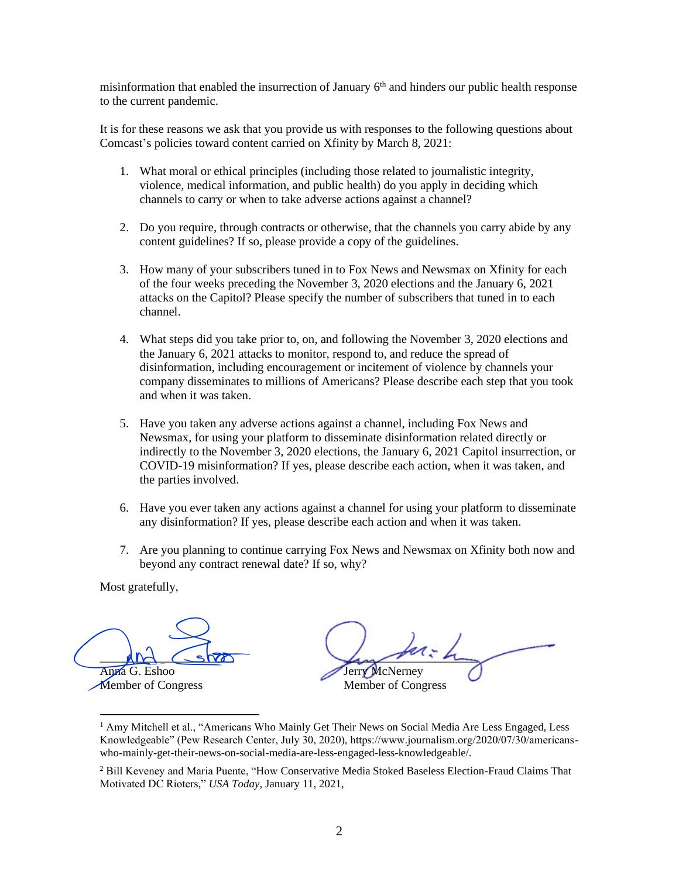misinformation that enabled the insurrection of January 6th and hinders our public health response to the current pandemic.

It is for these reasons we ask that you provide us with responses to the following questions about Comcast's policies toward content carried on Xfinity by March 8, 2021:

1. What moral or ethical principles (including those related to journalistic integrity, violence, medical information, and public health) do you apply in deciding which channels to carry or when to take adverse actions against a channel?

2. Do you require, through contracts or otherwise, that the channels you carry abide by any content guidelines? If so, please provide a copy of the guidelines.

3. How many of your subscribers tuned in to Fox News and Newsmax on Xfinity for each of the four weeks preceding the November 3, 2020 elections and the January 6, 2021 attacks on the Capitol? Please specify the number of subscribers that tuned in to each channel.

4. What steps did you take prior to, on, and following the November 3, 2020 elections and the January 6, 2021 attacks to monitor, respond to, and reduce the spread of disinformation, including encouragement or incitement of violence by channels your company disseminates to millions of Americans? Please describe each step that you took and when it was taken.

5. Have you taken any adverse actions against a channel, including Fox News and Newsmax, for using your platform to disseminate disinformation related directly or indirectly to the November 3, 2020 elections, the January 6, 2021 Capitol insurrection, or COVID-19 misinformation? If yes, please describe each action, when it was taken, and the parties involved.

6. Have you ever taken any actions against a channel for using your platform to disseminate any disinformation? If yes, please describe each action and when it was taken.

7. Are you planning to continue carrying Fox News and Newsmax on Xfinity both now and beyond any contract renewal date? If so, why?

Most gratefully,

Anna G. Eshoo
Member of Congress

Jerry McNerney
Member of Congress

[1] Amy Mitchell et al., "Americans Who Mainly Get Their News on Social Media Are Less Engaged, Less Knowledgeable" (Pew Research Center, July 30, 2020), https://www.journalism.org/2020/07/30/americans-who-mainly-get-their-news-on-social-media-are-less-engaged-less-knowledgeable/.

[2] Bill Keveney and Maria Puente, "How Conservative Media Stoked Baseless Election-Fraud Claims That Motivated DC Rioters," *USA Today*, January 11, 2021,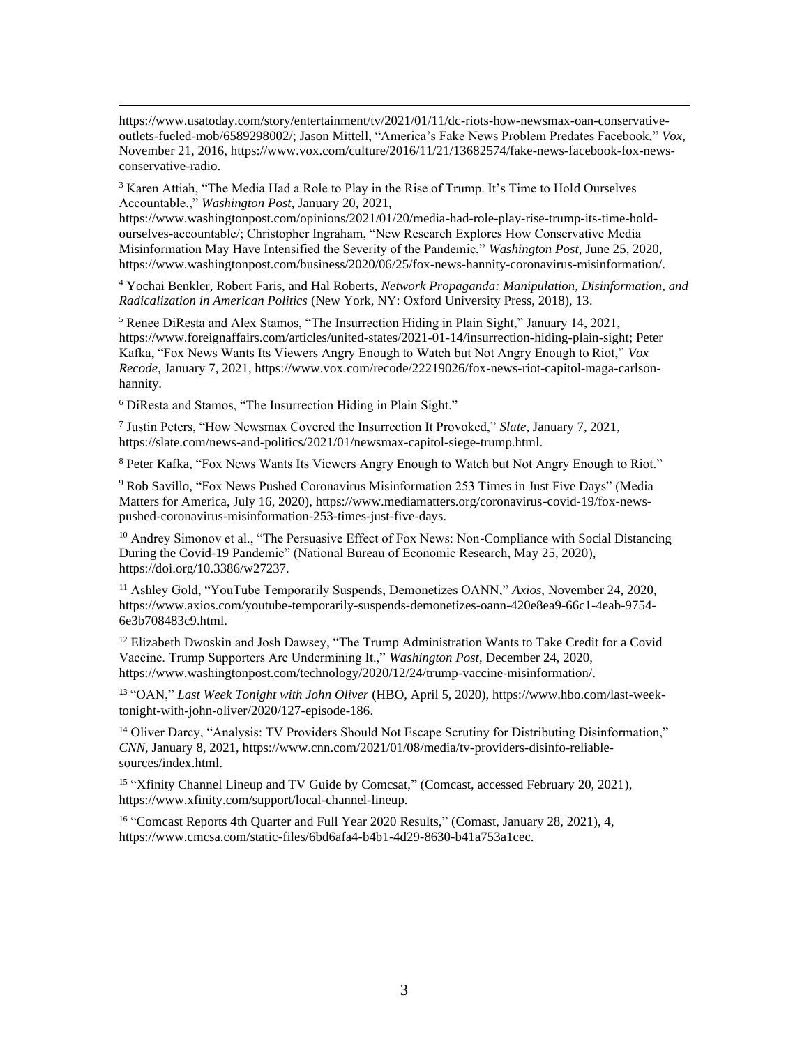https://www.usatoday.com/story/entertainment/tv/2021/01/11/dc-riots-how-newsmax-oan-conservative-outlets-fueled-mob/6589298002/; Jason Mittell, "America's Fake News Problem Predates Facebook," *Vox*, November 21, 2016, https://www.vox.com/culture/2016/11/21/13682574/fake-news-facebook-fox-news-conservative-radio.

[3] Karen Attiah, "The Media Had a Role to Play in the Rise of Trump. It's Time to Hold Ourselves Accountable.," *Washington Post*, January 20, 2021, https://www.washingtonpost.com/opinions/2021/01/20/media-had-role-play-rise-trump-its-time-hold-ourselves-accountable/; Christopher Ingraham, "New Research Explores How Conservative Media Misinformation May Have Intensified the Severity of the Pandemic," *Washington Post*, June 25, 2020, https://www.washingtonpost.com/business/2020/06/25/fox-news-hannity-coronavirus-misinformation/.

[4] Yochai Benkler, Robert Faris, and Hal Roberts, *Network Propaganda: Manipulation, Disinformation, and Radicalization in American Politics* (New York, NY: Oxford University Press, 2018), 13.

[5] Renee DiResta and Alex Stamos, "The Insurrection Hiding in Plain Sight," January 14, 2021, https://www.foreignaffairs.com/articles/united-states/2021-01-14/insurrection-hiding-plain-sight; Peter Kafka, "Fox News Wants Its Viewers Angry Enough to Watch but Not Angry Enough to Riot," *Vox Recode*, January 7, 2021, https://www.vox.com/recode/22219026/fox-news-riot-capitol-maga-carlson-hannity.

[6] DiResta and Stamos, "The Insurrection Hiding in Plain Sight."

[7] Justin Peters, "How Newsmax Covered the Insurrection It Provoked," *Slate*, January 7, 2021, https://slate.com/news-and-politics/2021/01/newsmax-capitol-siege-trump.html.

[8] Peter Kafka, "Fox News Wants Its Viewers Angry Enough to Watch but Not Angry Enough to Riot."

[9] Rob Savillo, "Fox News Pushed Coronavirus Misinformation 253 Times in Just Five Days" (Media Matters for America, July 16, 2020), https://www.mediamatters.org/coronavirus-covid-19/fox-news-pushed-coronavirus-misinformation-253-times-just-five-days.

[10] Andrey Simonov et al., "The Persuasive Effect of Fox News: Non-Compliance with Social Distancing During the Covid-19 Pandemic" (National Bureau of Economic Research, May 25, 2020), https://doi.org/10.3386/w27237.

[11] Ashley Gold, "YouTube Temporarily Suspends, Demonetizes OANN," *Axios*, November 24, 2020, https://www.axios.com/youtube-temporarily-suspends-demonetizes-oann-420e8ea9-66c1-4eab-9754-6e3b708483c9.html.

[12] Elizabeth Dwoskin and Josh Dawsey, "The Trump Administration Wants to Take Credit for a Covid Vaccine. Trump Supporters Are Undermining It.," *Washington Post*, December 24, 2020, https://www.washingtonpost.com/technology/2020/12/24/trump-vaccine-misinformation/.

[13] "OAN," *Last Week Tonight with John Oliver* (HBO, April 5, 2020), https://www.hbo.com/last-week-tonight-with-john-oliver/2020/127-episode-186.

[14] Oliver Darcy, "Analysis: TV Providers Should Not Escape Scrutiny for Distributing Disinformation," *CNN*, January 8, 2021, https://www.cnn.com/2021/01/08/media/tv-providers-disinfo-reliable-sources/index.html.

[15] "Xfinity Channel Lineup and TV Guide by Comcsat," (Comcast, accessed February 20, 2021), https://www.xfinity.com/support/local-channel-lineup.

[16] "Comcast Reports 4th Quarter and Full Year 2020 Results," (Comast, January 28, 2021), 4, https://www.cmcsa.com/static-files/6bd6afa4-b4b1-4d29-8630-b41a753a1cec.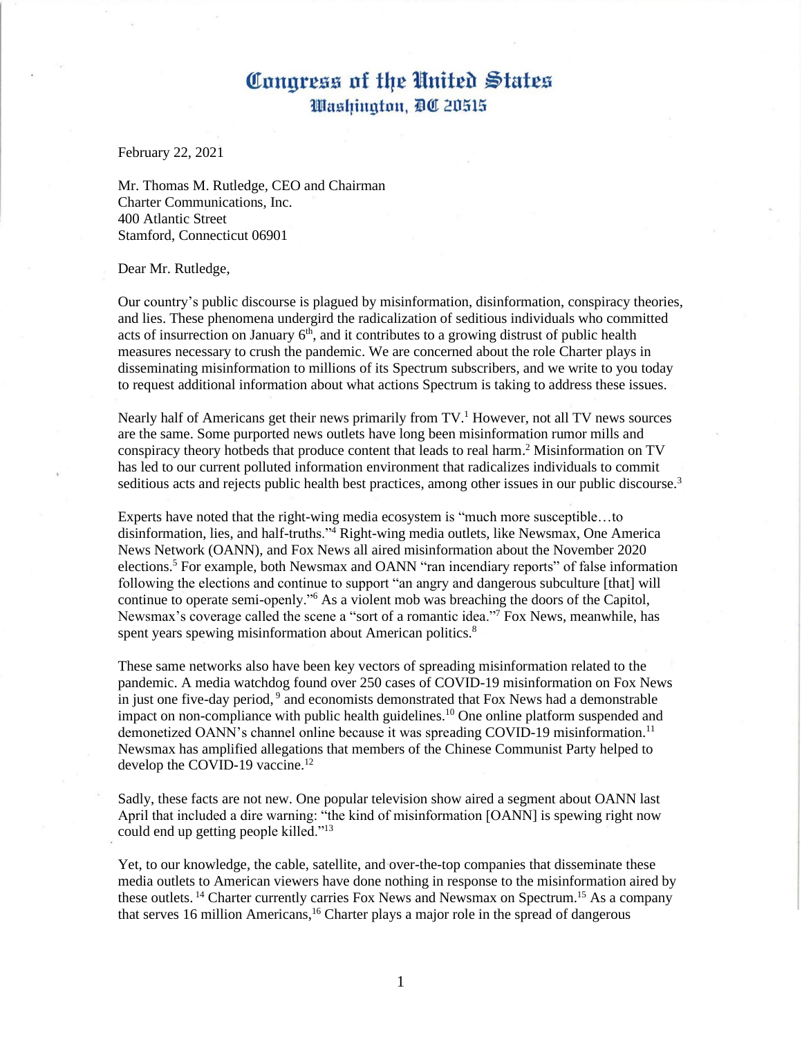# Congress of the United States
## Washington, DC 20515

February 22, 2021

Mr. Thomas M. Rutledge, CEO and Chairman
Charter Communications, Inc.
400 Atlantic Street
Stamford, Connecticut 06901

Dear Mr. Rutledge,

Our country's public discourse is plagued by misinformation, disinformation, conspiracy theories, and lies. These phenomena undergird the radicalization of seditious individuals who committed acts of insurrection on January 6th, and it contributes to a growing distrust of public health measures necessary to crush the pandemic. We are concerned about the role Charter plays in disseminating misinformation to millions of its Spectrum subscribers, and we write to you today to request additional information about what actions Spectrum is taking to address these issues.

Nearly half of Americans get their news primarily from TV.[1] However, not all TV news sources are the same. Some purported news outlets have long been misinformation rumor mills and conspiracy theory hotbeds that produce content that leads to real harm.[2] Misinformation on TV has led to our current polluted information environment that radicalizes individuals to commit seditious acts and rejects public health best practices, among other issues in our public discourse.[3]

Experts have noted that the right-wing media ecosystem is "much more susceptible…to disinformation, lies, and half-truths."[4] Right-wing media outlets, like Newsmax, One America News Network (OANN), and Fox News all aired misinformation about the November 2020 elections.[5] For example, both Newsmax and OANN "ran incendiary reports" of false information following the elections and continue to support "an angry and dangerous subculture [that] will continue to operate semi-openly."[6] As a violent mob was breaching the doors of the Capitol, Newsmax's coverage called the scene a "sort of a romantic idea."[7] Fox News, meanwhile, has spent years spewing misinformation about American politics.[8]

These same networks also have been key vectors of spreading misinformation related to the pandemic. A media watchdog found over 250 cases of COVID-19 misinformation on Fox News in just one five-day period,[9] and economists demonstrated that Fox News had a demonstrable impact on non-compliance with public health guidelines.[10] One online platform suspended and demonetized OANN's channel online because it was spreading COVID-19 misinformation.[11] Newsmax has amplified allegations that members of the Chinese Communist Party helped to develop the COVID-19 vaccine.[12]

Sadly, these facts are not new. One popular television show aired a segment about OANN last April that included a dire warning: "the kind of misinformation [OANN] is spewing right now could end up getting people killed."[13]

Yet, to our knowledge, the cable, satellite, and over-the-top companies that disseminate these media outlets to American viewers have done nothing in response to the misinformation aired by these outlets.[14] Charter currently carries Fox News and Newsmax on Spectrum.[15] As a company that serves 16 million Americans,[16] Charter plays a major role in the spread of dangerous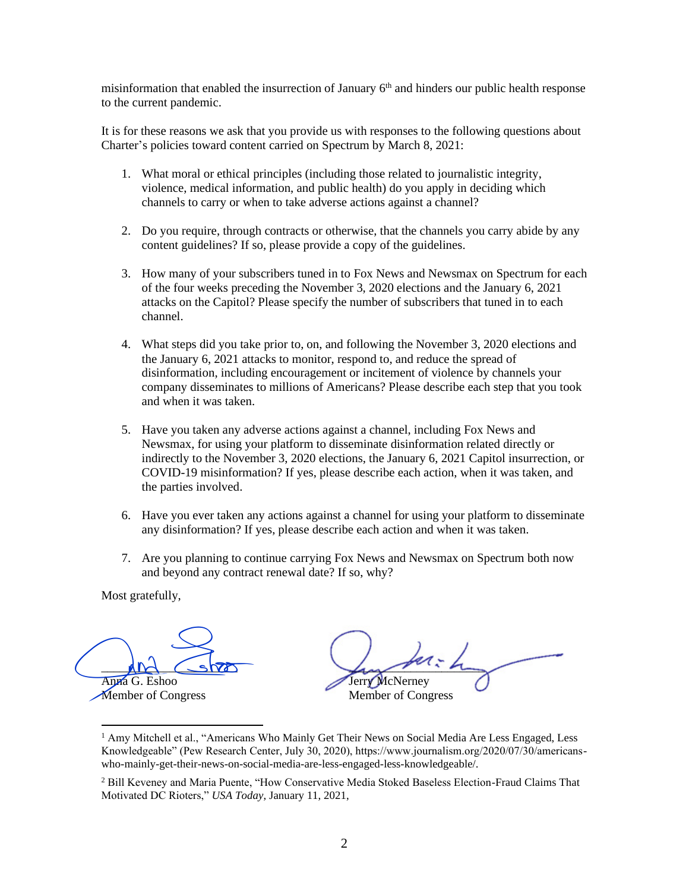misinformation that enabled the insurrection of January 6th and hinders our public health response to the current pandemic.

It is for these reasons we ask that you provide us with responses to the following questions about Charter's policies toward content carried on Spectrum by March 8, 2021:

1. What moral or ethical principles (including those related to journalistic integrity, violence, medical information, and public health) do you apply in deciding which channels to carry or when to take adverse actions against a channel?

2. Do you require, through contracts or otherwise, that the channels you carry abide by any content guidelines? If so, please provide a copy of the guidelines.

3. How many of your subscribers tuned in to Fox News and Newsmax on Spectrum for each of the four weeks preceding the November 3, 2020 elections and the January 6, 2021 attacks on the Capitol? Please specify the number of subscribers that tuned in to each channel.

4. What steps did you take prior to, on, and following the November 3, 2020 elections and the January 6, 2021 attacks to monitor, respond to, and reduce the spread of disinformation, including encouragement or incitement of violence by channels your company disseminates to millions of Americans? Please describe each step that you took and when it was taken.

5. Have you taken any adverse actions against a channel, including Fox News and Newsmax, for using your platform to disseminate disinformation related directly or indirectly to the November 3, 2020 elections, the January 6, 2021 Capitol insurrection, or COVID-19 misinformation? If yes, please describe each action, when it was taken, and the parties involved.

6. Have you ever taken any actions against a channel for using your platform to disseminate any disinformation? If yes, please describe each action and when it was taken.

7. Are you planning to continue carrying Fox News and Newsmax on Spectrum both now and beyond any contract renewal date? If so, why?

Most gratefully,

Anna G. Eshoo
Member of Congress

Jerry McNerney
Member of Congress

[1] Amy Mitchell et al., "Americans Who Mainly Get Their News on Social Media Are Less Engaged, Less Knowledgeable" (Pew Research Center, July 30, 2020), https://www.journalism.org/2020/07/30/americans-who-mainly-get-their-news-on-social-media-are-less-engaged-less-knowledgeable/.

[2] Bill Keveney and Maria Puente, "How Conservative Media Stoked Baseless Election-Fraud Claims That Motivated DC Rioters," *USA Today*, January 11, 2021,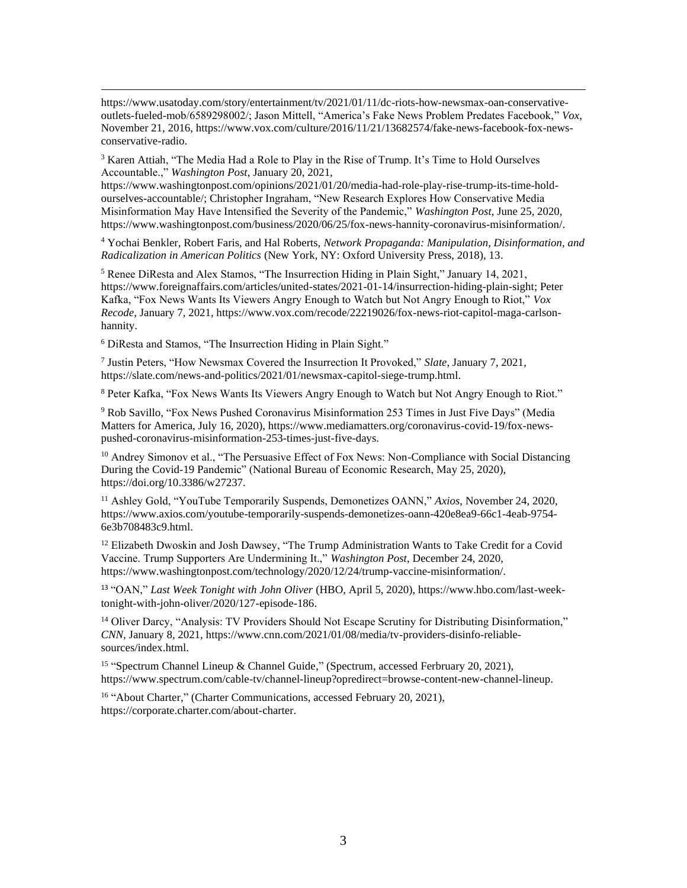https://www.usatoday.com/story/entertainment/tv/2021/01/11/dc-riots-how-newsmax-oan-conservative-outlets-fueled-mob/6589298002/; Jason Mittell, "America's Fake News Problem Predates Facebook," *Vox*, November 21, 2016, https://www.vox.com/culture/2016/11/21/13682574/fake-news-facebook-fox-news-conservative-radio.

[3] Karen Attiah, "The Media Had a Role to Play in the Rise of Trump. It's Time to Hold Ourselves Accountable.," *Washington Post*, January 20, 2021, https://www.washingtonpost.com/opinions/2021/01/20/media-had-role-play-rise-trump-its-time-hold-ourselves-accountable/; Christopher Ingraham, "New Research Explores How Conservative Media Misinformation May Have Intensified the Severity of the Pandemic," *Washington Post*, June 25, 2020, https://www.washingtonpost.com/business/2020/06/25/fox-news-hannity-coronavirus-misinformation/.

[4] Yochai Benkler, Robert Faris, and Hal Roberts, *Network Propaganda: Manipulation, Disinformation, and Radicalization in American Politics* (New York, NY: Oxford University Press, 2018), 13.

[5] Renee DiResta and Alex Stamos, "The Insurrection Hiding in Plain Sight," January 14, 2021, https://www.foreignaffairs.com/articles/united-states/2021-01-14/insurrection-hiding-plain-sight; Peter Kafka, "Fox News Wants Its Viewers Angry Enough to Watch but Not Angry Enough to Riot," *Vox Recode*, January 7, 2021, https://www.vox.com/recode/22219026/fox-news-riot-capitol-maga-carlson-hannity.

[6] DiResta and Stamos, "The Insurrection Hiding in Plain Sight."

[7] Justin Peters, "How Newsmax Covered the Insurrection It Provoked," *Slate*, January 7, 2021, https://slate.com/news-and-politics/2021/01/newsmax-capitol-siege-trump.html.

[8] Peter Kafka, "Fox News Wants Its Viewers Angry Enough to Watch but Not Angry Enough to Riot."

[9] Rob Savillo, "Fox News Pushed Coronavirus Misinformation 253 Times in Just Five Days" (Media Matters for America, July 16, 2020), https://www.mediamatters.org/coronavirus-covid-19/fox-news-pushed-coronavirus-misinformation-253-times-just-five-days.

[10] Andrey Simonov et al., "The Persuasive Effect of Fox News: Non-Compliance with Social Distancing During the Covid-19 Pandemic" (National Bureau of Economic Research, May 25, 2020), https://doi.org/10.3386/w27237.

[11] Ashley Gold, "YouTube Temporarily Suspends, Demonetizes OANN," *Axios*, November 24, 2020, https://www.axios.com/youtube-temporarily-suspends-demonetizes-oann-420e8ea9-66c1-4eab-9754-6e3b708483c9.html.

[12] Elizabeth Dwoskin and Josh Dawsey, "The Trump Administration Wants to Take Credit for a Covid Vaccine. Trump Supporters Are Undermining It.," *Washington Post*, December 24, 2020, https://www.washingtonpost.com/technology/2020/12/24/trump-vaccine-misinformation/.

[13] "OAN," *Last Week Tonight with John Oliver* (HBO, April 5, 2020), https://www.hbo.com/last-week-tonight-with-john-oliver/2020/127-episode-186.

[14] Oliver Darcy, "Analysis: TV Providers Should Not Escape Scrutiny for Distributing Disinformation," *CNN*, January 8, 2021, https://www.cnn.com/2021/01/08/media/tv-providers-disinfo-reliable-sources/index.html.

[15] "Spectrum Channel Lineup & Channel Guide," (Spectrum, accessed Ferbruary 20, 2021), https://www.spectrum.com/cable-tv/channel-lineup?opredirect=browse-content-new-channel-lineup.

[16] "About Charter," (Charter Communications, accessed February 20, 2021), https://corporate.charter.com/about-charter.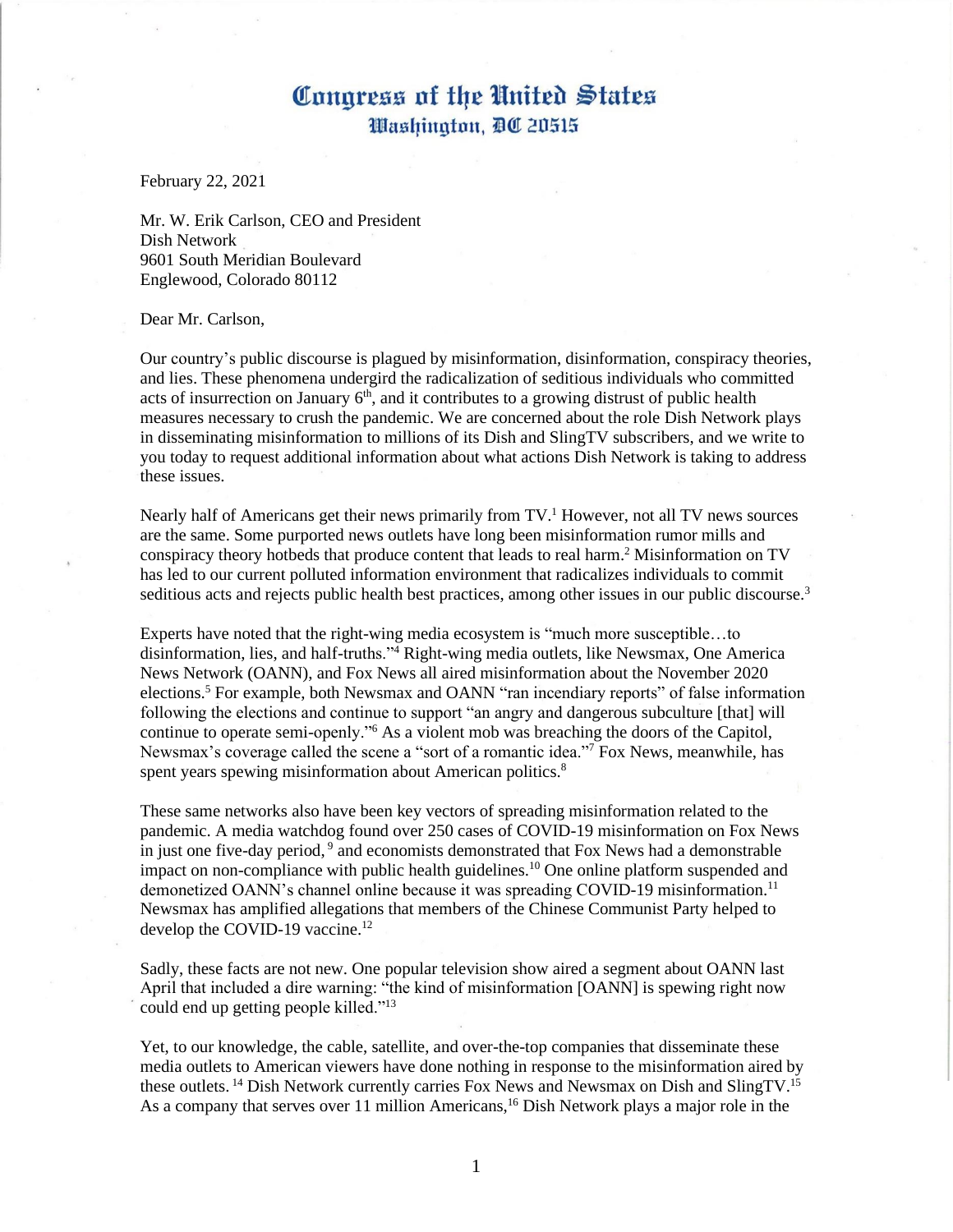# Congress of the United States
## Washington, DC 20515

February 22, 2021

Mr. W. Erik Carlson, CEO and President
Dish Network
9601 South Meridian Boulevard
Englewood, Colorado 80112

Dear Mr. Carlson,

Our country's public discourse is plagued by misinformation, disinformation, conspiracy theories, and lies. These phenomena undergird the radicalization of seditious individuals who committed acts of insurrection on January 6th, and it contributes to a growing distrust of public health measures necessary to crush the pandemic. We are concerned about the role Dish Network plays in disseminating misinformation to millions of its Dish and SlingTV subscribers, and we write to you today to request additional information about what actions Dish Network is taking to address these issues.

Nearly half of Americans get their news primarily from TV.[1] However, not all TV news sources are the same. Some purported news outlets have long been misinformation rumor mills and conspiracy theory hotbeds that produce content that leads to real harm.[2] Misinformation on TV has led to our current polluted information environment that radicalizes individuals to commit seditious acts and rejects public health best practices, among other issues in our public discourse.[3]

Experts have noted that the right-wing media ecosystem is "much more susceptible…to disinformation, lies, and half-truths."[4] Right-wing media outlets, like Newsmax, One America News Network (OANN), and Fox News all aired misinformation about the November 2020 elections.[5] For example, both Newsmax and OANN "ran incendiary reports" of false information following the elections and continue to support "an angry and dangerous subculture [that] will continue to operate semi-openly."[6] As a violent mob was breaching the doors of the Capitol, Newsmax's coverage called the scene a "sort of a romantic idea."[7] Fox News, meanwhile, has spent years spewing misinformation about American politics.[8]

These same networks also have been key vectors of spreading misinformation related to the pandemic. A media watchdog found over 250 cases of COVID-19 misinformation on Fox News in just one five-day period,[9] and economists demonstrated that Fox News had a demonstrable impact on non-compliance with public health guidelines.[10] One online platform suspended and demonetized OANN's channel online because it was spreading COVID-19 misinformation.[11] Newsmax has amplified allegations that members of the Chinese Communist Party helped to develop the COVID-19 vaccine.[12]

Sadly, these facts are not new. One popular television show aired a segment about OANN last April that included a dire warning: "the kind of misinformation [OANN] is spewing right now could end up getting people killed."[13]

Yet, to our knowledge, the cable, satellite, and over-the-top companies that disseminate these media outlets to American viewers have done nothing in response to the misinformation aired by these outlets.[14] Dish Network currently carries Fox News and Newsmax on Dish and SlingTV.[15] As a company that serves over 11 million Americans,[16] Dish Network plays a major role in the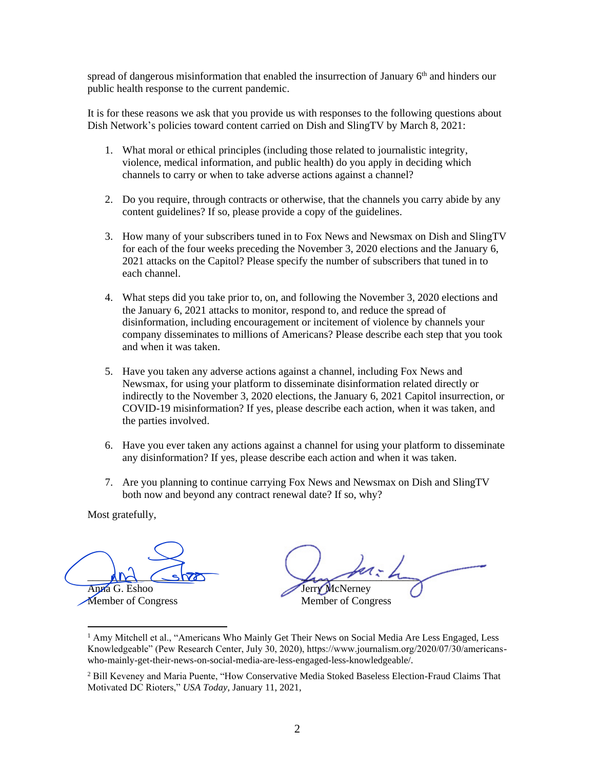spread of dangerous misinformation that enabled the insurrection of January 6th and hinders our public health response to the current pandemic.

It is for these reasons we ask that you provide us with responses to the following questions about Dish Network's policies toward content carried on Dish and SlingTV by March 8, 2021:

1. What moral or ethical principles (including those related to journalistic integrity, violence, medical information, and public health) do you apply in deciding which channels to carry or when to take adverse actions against a channel?

2. Do you require, through contracts or otherwise, that the channels you carry abide by any content guidelines? If so, please provide a copy of the guidelines.

3. How many of your subscribers tuned in to Fox News and Newsmax on Dish and SlingTV for each of the four weeks preceding the November 3, 2020 elections and the January 6, 2021 attacks on the Capitol? Please specify the number of subscribers that tuned in to each channel.

4. What steps did you take prior to, on, and following the November 3, 2020 elections and the January 6, 2021 attacks to monitor, respond to, and reduce the spread of disinformation, including encouragement or incitement of violence by channels your company disseminates to millions of Americans? Please describe each step that you took and when it was taken.

5. Have you taken any adverse actions against a channel, including Fox News and Newsmax, for using your platform to disseminate disinformation related directly or indirectly to the November 3, 2020 elections, the January 6, 2021 Capitol insurrection, or COVID-19 misinformation? If yes, please describe each action, when it was taken, and the parties involved.

6. Have you ever taken any actions against a channel for using your platform to disseminate any disinformation? If yes, please describe each action and when it was taken.

7. Are you planning to continue carrying Fox News and Newsmax on Dish and SlingTV both now and beyond any contract renewal date? If so, why?

Most gratefully,

Anna G. Eshoo
Member of Congress

Jerry McNerney
Member of Congress

---

[1] Amy Mitchell et al., "Americans Who Mainly Get Their News on Social Media Are Less Engaged, Less Knowledgeable" (Pew Research Center, July 30, 2020), https://www.journalism.org/2020/07/30/americans-who-mainly-get-their-news-on-social-media-are-less-engaged-less-knowledgeable/.

[2] Bill Keveney and Maria Puente, "How Conservative Media Stoked Baseless Election-Fraud Claims That Motivated DC Rioters," *USA Today*, January 11, 2021,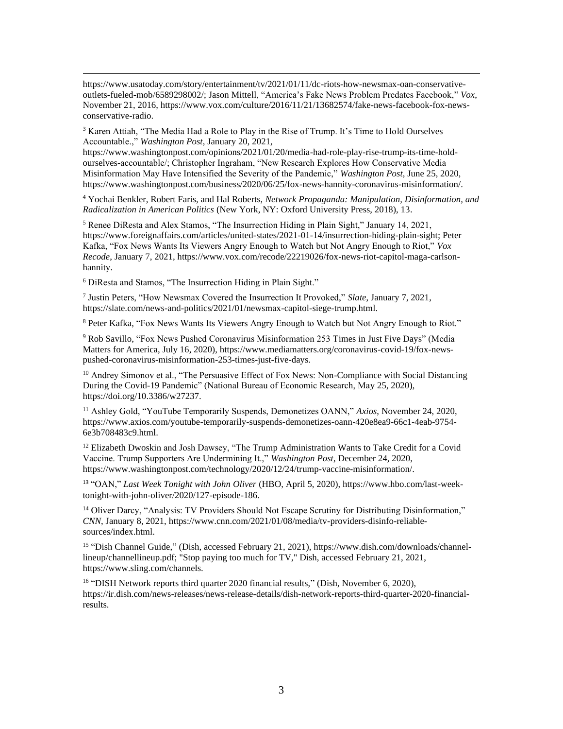https://www.usatoday.com/story/entertainment/tv/2021/01/11/dc-riots-how-newsmax-oan-conservative-outlets-fueled-mob/6589298002/; Jason Mittell, "America's Fake News Problem Predates Facebook," *Vox*, November 21, 2016, https://www.vox.com/culture/2016/11/21/13682574/fake-news-facebook-fox-news-conservative-radio.

[3] Karen Attiah, "The Media Had a Role to Play in the Rise of Trump. It's Time to Hold Ourselves Accountable.," *Washington Post*, January 20, 2021, https://www.washingtonpost.com/opinions/2021/01/20/media-had-role-play-rise-trump-its-time-hold-ourselves-accountable/; Christopher Ingraham, "New Research Explores How Conservative Media Misinformation May Have Intensified the Severity of the Pandemic," *Washington Post*, June 25, 2020, https://www.washingtonpost.com/business/2020/06/25/fox-news-hannity-coronavirus-misinformation/.

[4] Yochai Benkler, Robert Faris, and Hal Roberts, *Network Propaganda: Manipulation, Disinformation, and Radicalization in American Politics* (New York, NY: Oxford University Press, 2018), 13.

[5] Renee DiResta and Alex Stamos, "The Insurrection Hiding in Plain Sight," January 14, 2021, https://www.foreignaffairs.com/articles/united-states/2021-01-14/insurrection-hiding-plain-sight; Peter Kafka, "Fox News Wants Its Viewers Angry Enough to Watch but Not Angry Enough to Riot," *Vox Recode*, January 7, 2021, https://www.vox.com/recode/22219026/fox-news-riot-capitol-maga-carlson-hannity.

[6] DiResta and Stamos, "The Insurrection Hiding in Plain Sight."

[7] Justin Peters, "How Newsmax Covered the Insurrection It Provoked," *Slate*, January 7, 2021, https://slate.com/news-and-politics/2021/01/newsmax-capitol-siege-trump.html.

[8] Peter Kafka, "Fox News Wants Its Viewers Angry Enough to Watch but Not Angry Enough to Riot."

[9] Rob Savillo, "Fox News Pushed Coronavirus Misinformation 253 Times in Just Five Days" (Media Matters for America, July 16, 2020), https://www.mediamatters.org/coronavirus-covid-19/fox-news-pushed-coronavirus-misinformation-253-times-just-five-days.

[10] Andrey Simonov et al., "The Persuasive Effect of Fox News: Non-Compliance with Social Distancing During the Covid-19 Pandemic" (National Bureau of Economic Research, May 25, 2020), https://doi.org/10.3386/w27237.

[11] Ashley Gold, "YouTube Temporarily Suspends, Demonetizes OANN," *Axios*, November 24, 2020, https://www.axios.com/youtube-temporarily-suspends-demonetizes-oann-420e8ea9-66c1-4eab-9754-6e3b708483c9.html.

[12] Elizabeth Dwoskin and Josh Dawsey, "The Trump Administration Wants to Take Credit for a Covid Vaccine. Trump Supporters Are Undermining It.," *Washington Post*, December 24, 2020, https://www.washingtonpost.com/technology/2020/12/24/trump-vaccine-misinformation/.

[13] "OAN," *Last Week Tonight with John Oliver* (HBO, April 5, 2020), https://www.hbo.com/last-week-tonight-with-john-oliver/2020/127-episode-186.

[14] Oliver Darcy, "Analysis: TV Providers Should Not Escape Scrutiny for Distributing Disinformation," *CNN*, January 8, 2021, https://www.cnn.com/2021/01/08/media/tv-providers-disinfo-reliable-sources/index.html.

[15] "Dish Channel Guide," (Dish, accessed February 21, 2021), https://www.dish.com/downloads/channel-lineup/channellineup.pdf; "Stop paying too much for TV," Dish, accessed February 21, 2021, https://www.sling.com/channels.

[16] "DISH Network reports third quarter 2020 financial results," (Dish, November 6, 2020), https://ir.dish.com/news-releases/news-release-details/dish-network-reports-third-quarter-2020-financial-results.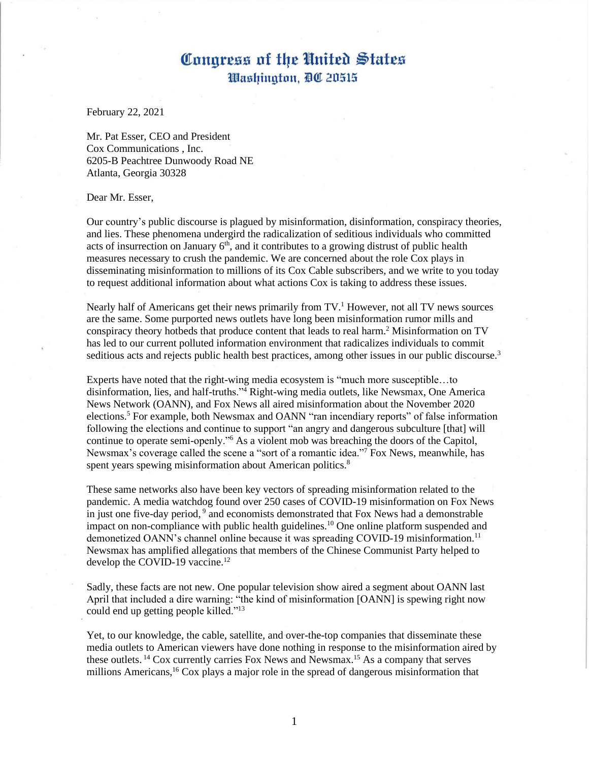# Congress of the United States
## Washington, DC 20515

February 22, 2021

Mr. Pat Esser, CEO and President
Cox Communications , Inc.
6205-B Peachtree Dunwoody Road NE
Atlanta, Georgia 30328

Dear Mr. Esser,

Our country's public discourse is plagued by misinformation, disinformation, conspiracy theories, and lies. These phenomena undergird the radicalization of seditious individuals who committed acts of insurrection on January 6th, and it contributes to a growing distrust of public health measures necessary to crush the pandemic. We are concerned about the role Cox plays in disseminating misinformation to millions of its Cox Cable subscribers, and we write to you today to request additional information about what actions Cox is taking to address these issues.

Nearly half of Americans get their news primarily from TV.[1] However, not all TV news sources are the same. Some purported news outlets have long been misinformation rumor mills and conspiracy theory hotbeds that produce content that leads to real harm.[2] Misinformation on TV has led to our current polluted information environment that radicalizes individuals to commit seditious acts and rejects public health best practices, among other issues in our public discourse.[3]

Experts have noted that the right-wing media ecosystem is "much more susceptible…to disinformation, lies, and half-truths."[4] Right-wing media outlets, like Newsmax, One America News Network (OANN), and Fox News all aired misinformation about the November 2020 elections.[5] For example, both Newsmax and OANN "ran incendiary reports" of false information following the elections and continue to support "an angry and dangerous subculture [that] will continue to operate semi-openly."[6] As a violent mob was breaching the doors of the Capitol, Newsmax's coverage called the scene a "sort of a romantic idea."[7] Fox News, meanwhile, has spent years spewing misinformation about American politics.[8]

These same networks also have been key vectors of spreading misinformation related to the pandemic. A media watchdog found over 250 cases of COVID-19 misinformation on Fox News in just one five-day period,[9] and economists demonstrated that Fox News had a demonstrable impact on non-compliance with public health guidelines.[10] One online platform suspended and demonetized OANN's channel online because it was spreading COVID-19 misinformation.[11] Newsmax has amplified allegations that members of the Chinese Communist Party helped to develop the COVID-19 vaccine.[12]

Sadly, these facts are not new. One popular television show aired a segment about OANN last April that included a dire warning: "the kind of misinformation [OANN] is spewing right now could end up getting people killed."[13]

Yet, to our knowledge, the cable, satellite, and over-the-top companies that disseminate these media outlets to American viewers have done nothing in response to the misinformation aired by these outlets.[14] Cox currently carries Fox News and Newsmax.[15] As a company that serves millions Americans,[16] Cox plays a major role in the spread of dangerous misinformation that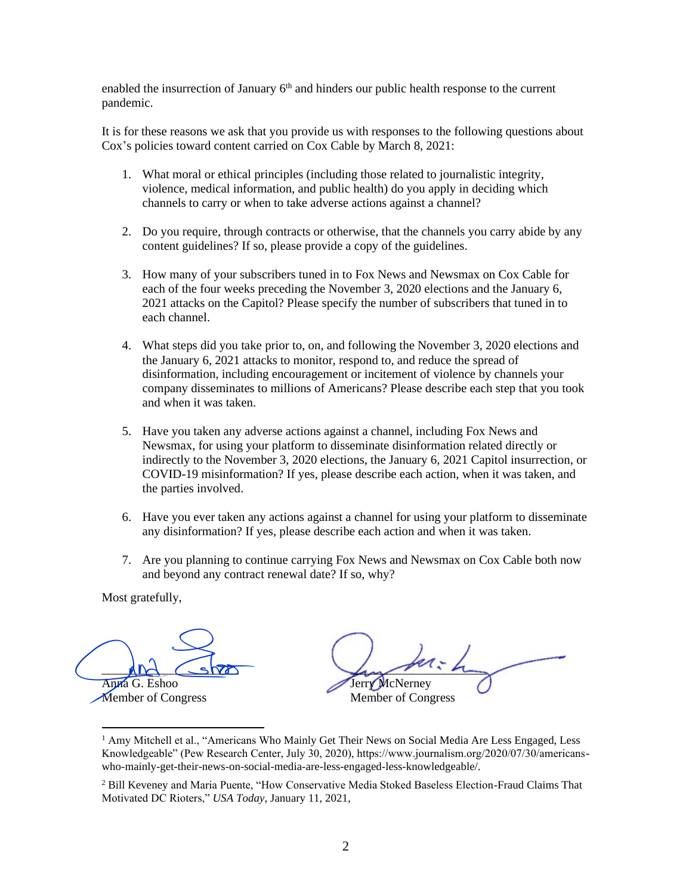enabled the insurrection of January 6th and hinders our public health response to the current pandemic.

It is for these reasons we ask that you provide us with responses to the following questions about Cox's policies toward content carried on Cox Cable by March 8, 2021:

1. What moral or ethical principles (including those related to journalistic integrity, violence, medical information, and public health) do you apply in deciding which channels to carry or when to take adverse actions against a channel?

2. Do you require, through contracts or otherwise, that the channels you carry abide by any content guidelines? If so, please provide a copy of the guidelines.

3. How many of your subscribers tuned in to Fox News and Newsmax on Cox Cable for each of the four weeks preceding the November 3, 2020 elections and the January 6, 2021 attacks on the Capitol? Please specify the number of subscribers that tuned in to each channel.

4. What steps did you take prior to, on, and following the November 3, 2020 elections and the January 6, 2021 attacks to monitor, respond to, and reduce the spread of disinformation, including encouragement or incitement of violence by channels your company disseminates to millions of Americans? Please describe each step that you took and when it was taken.

5. Have you taken any adverse actions against a channel, including Fox News and Newsmax, for using your platform to disseminate disinformation related directly or indirectly to the November 3, 2020 elections, the January 6, 2021 Capitol insurrection, or COVID-19 misinformation? If yes, please describe each action, when it was taken, and the parties involved.

6. Have you ever taken any actions against a channel for using your platform to disseminate any disinformation? If yes, please describe each action and when it was taken.

7. Are you planning to continue carrying Fox News and Newsmax on Cox Cable both now and beyond any contract renewal date? If so, why?

Most gratefully,

Anna G. Eshoo
Member of Congress

Jerry McNerney
Member of Congress

---

[1] Amy Mitchell et al., "Americans Who Mainly Get Their News on Social Media Are Less Engaged, Less Knowledgeable" (Pew Research Center, July 30, 2020), https://www.journalism.org/2020/07/30/americans-who-mainly-get-their-news-on-social-media-are-less-engaged-less-knowledgeable/.

[2] Bill Keveney and Maria Puente, "How Conservative Media Stoked Baseless Election-Fraud Claims That Motivated DC Rioters," *USA Today*, January 11, 2021,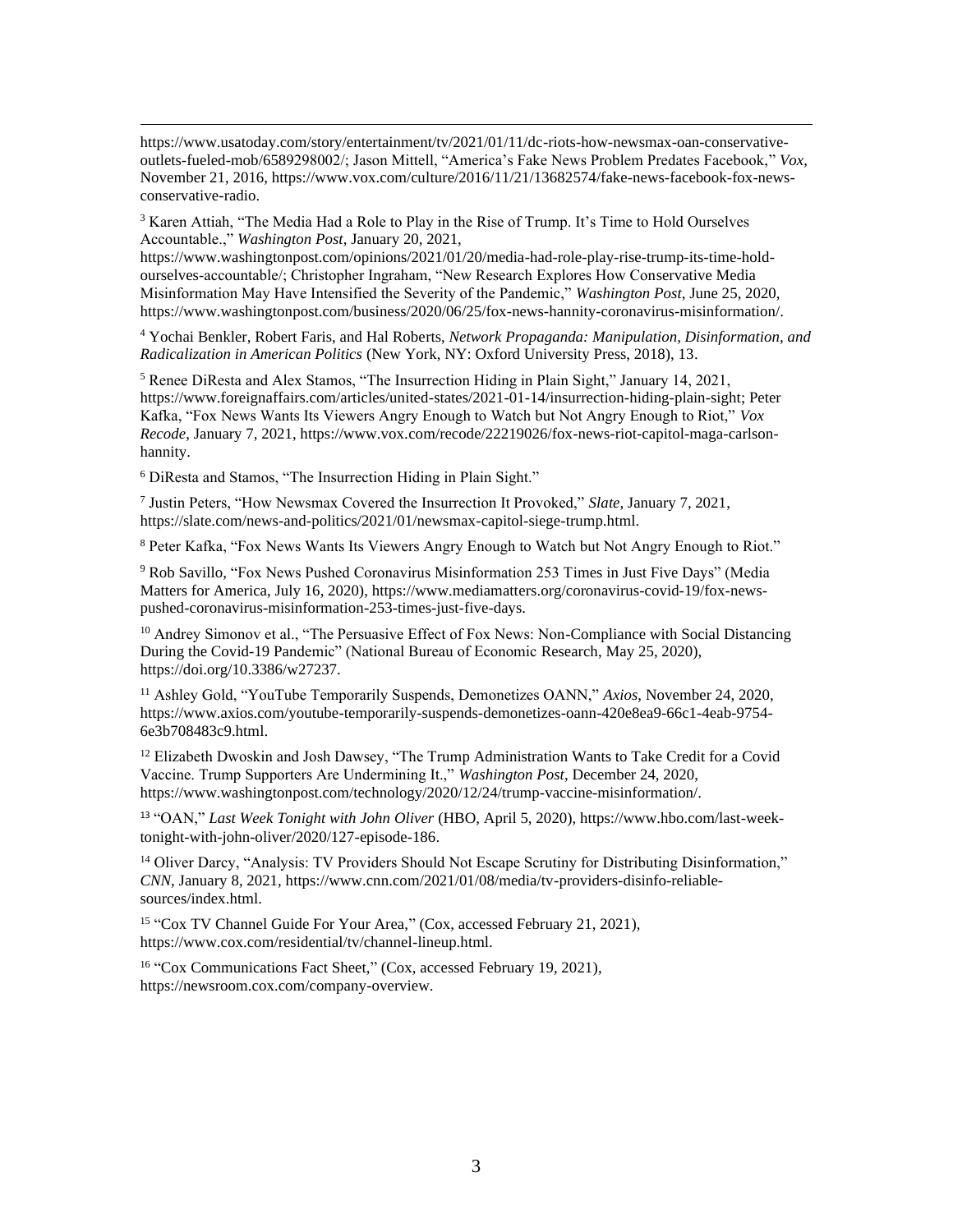https://www.usatoday.com/story/entertainment/tv/2021/01/11/dc-riots-how-newsmax-oan-conservative-outlets-fueled-mob/6589298002/; Jason Mittell, "America's Fake News Problem Predates Facebook," *Vox*, November 21, 2016, https://www.vox.com/culture/2016/11/21/13682574/fake-news-facebook-fox-news-conservative-radio.

[3] Karen Attiah, "The Media Had a Role to Play in the Rise of Trump. It's Time to Hold Ourselves Accountable.," *Washington Post*, January 20, 2021, https://www.washingtonpost.com/opinions/2021/01/20/media-had-role-play-rise-trump-its-time-hold-ourselves-accountable/; Christopher Ingraham, "New Research Explores How Conservative Media Misinformation May Have Intensified the Severity of the Pandemic," *Washington Post*, June 25, 2020, https://www.washingtonpost.com/business/2020/06/25/fox-news-hannity-coronavirus-misinformation/.

[4] Yochai Benkler, Robert Faris, and Hal Roberts, *Network Propaganda: Manipulation, Disinformation, and Radicalization in American Politics* (New York, NY: Oxford University Press, 2018), 13.

[5] Renee DiResta and Alex Stamos, "The Insurrection Hiding in Plain Sight," January 14, 2021, https://www.foreignaffairs.com/articles/united-states/2021-01-14/insurrection-hiding-plain-sight; Peter Kafka, "Fox News Wants Its Viewers Angry Enough to Watch but Not Angry Enough to Riot," *Vox Recode*, January 7, 2021, https://www.vox.com/recode/22219026/fox-news-riot-capitol-maga-carlson-hannity.

[6] DiResta and Stamos, "The Insurrection Hiding in Plain Sight."

[7] Justin Peters, "How Newsmax Covered the Insurrection It Provoked," *Slate*, January 7, 2021, https://slate.com/news-and-politics/2021/01/newsmax-capitol-siege-trump.html.

[8] Peter Kafka, "Fox News Wants Its Viewers Angry Enough to Watch but Not Angry Enough to Riot."

[9] Rob Savillo, "Fox News Pushed Coronavirus Misinformation 253 Times in Just Five Days" (Media Matters for America, July 16, 2020), https://www.mediamatters.org/coronavirus-covid-19/fox-news-pushed-coronavirus-misinformation-253-times-just-five-days.

[10] Andrey Simonov et al., "The Persuasive Effect of Fox News: Non-Compliance with Social Distancing During the Covid-19 Pandemic" (National Bureau of Economic Research, May 25, 2020), https://doi.org/10.3386/w27237.

[11] Ashley Gold, "YouTube Temporarily Suspends, Demonetizes OANN," *Axios*, November 24, 2020, https://www.axios.com/youtube-temporarily-suspends-demonetizes-oann-420e8ea9-66c1-4eab-9754-6e3b708483c9.html.

[12] Elizabeth Dwoskin and Josh Dawsey, "The Trump Administration Wants to Take Credit for a Covid Vaccine. Trump Supporters Are Undermining It.," *Washington Post*, December 24, 2020, https://www.washingtonpost.com/technology/2020/12/24/trump-vaccine-misinformation/.

[13] "OAN," *Last Week Tonight with John Oliver* (HBO, April 5, 2020), https://www.hbo.com/last-week-tonight-with-john-oliver/2020/127-episode-186.

[14] Oliver Darcy, "Analysis: TV Providers Should Not Escape Scrutiny for Distributing Disinformation," *CNN*, January 8, 2021, https://www.cnn.com/2021/01/08/media/tv-providers-disinfo-reliable-sources/index.html.

[15] "Cox TV Channel Guide For Your Area," (Cox, accessed February 21, 2021), https://www.cox.com/residential/tv/channel-lineup.html.

[16] "Cox Communications Fact Sheet," (Cox, accessed February 19, 2021), https://newsroom.cox.com/company-overview.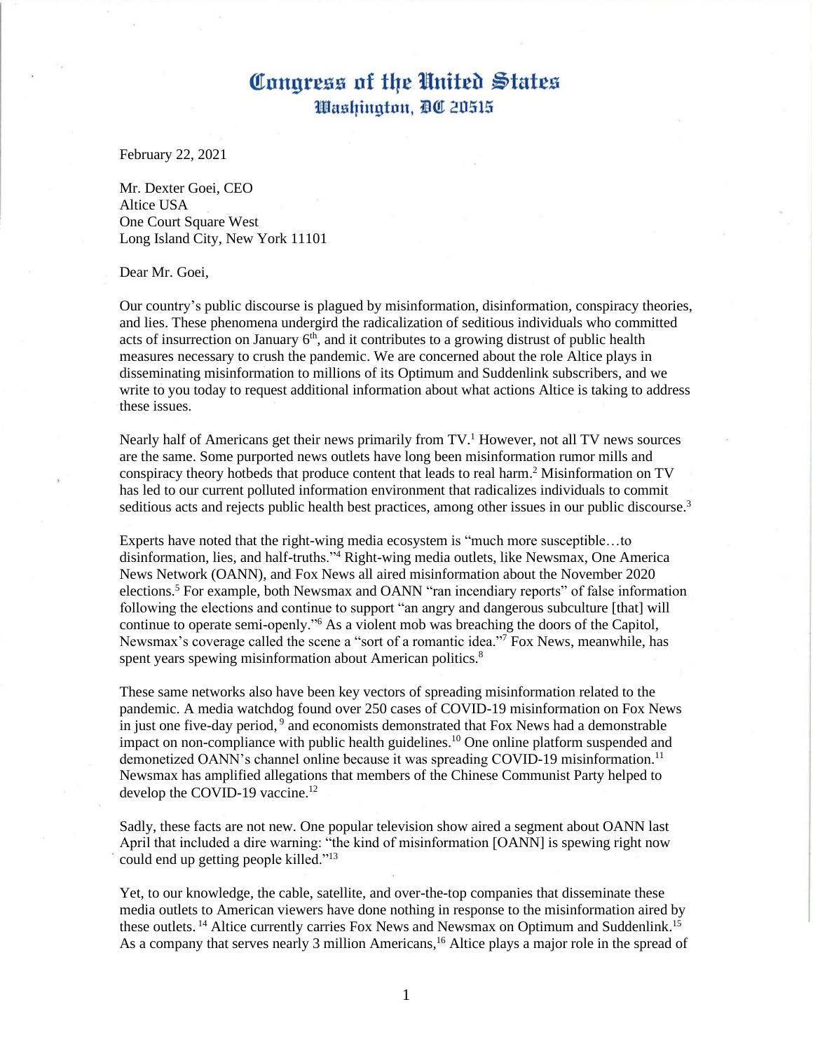# Congress of the United States
## Washington, DC 20515

February 22, 2021

Mr. Dexter Goei, CEO
Altice USA
One Court Square West
Long Island City, New York 11101

Dear Mr. Goei,

Our country's public discourse is plagued by misinformation, disinformation, conspiracy theories, and lies. These phenomena undergird the radicalization of seditious individuals who committed acts of insurrection on January 6th, and it contributes to a growing distrust of public health measures necessary to crush the pandemic. We are concerned about the role Altice plays in disseminating misinformation to millions of its Optimum and Suddenlink subscribers, and we write to you today to request additional information about what actions Altice is taking to address these issues.

Nearly half of Americans get their news primarily from TV.[1] However, not all TV news sources are the same. Some purported news outlets have long been misinformation rumor mills and conspiracy theory hotbeds that produce content that leads to real harm.[2] Misinformation on TV has led to our current polluted information environment that radicalizes individuals to commit seditious acts and rejects public health best practices, among other issues in our public discourse.[3]

Experts have noted that the right-wing media ecosystem is "much more susceptible…to disinformation, lies, and half-truths."[4] Right-wing media outlets, like Newsmax, One America News Network (OANN), and Fox News all aired misinformation about the November 2020 elections.[5] For example, both Newsmax and OANN "ran incendiary reports" of false information following the elections and continue to support "an angry and dangerous subculture [that] will continue to operate semi-openly."[6] As a violent mob was breaching the doors of the Capitol, Newsmax's coverage called the scene a "sort of a romantic idea."[7] Fox News, meanwhile, has spent years spewing misinformation about American politics.[8]

These same networks also have been key vectors of spreading misinformation related to the pandemic. A media watchdog found over 250 cases of COVID-19 misinformation on Fox News in just one five-day period,[9] and economists demonstrated that Fox News had a demonstrable impact on non-compliance with public health guidelines.[10] One online platform suspended and demonetized OANN's channel online because it was spreading COVID-19 misinformation.[11] Newsmax has amplified allegations that members of the Chinese Communist Party helped to develop the COVID-19 vaccine.[12]

Sadly, these facts are not new. One popular television show aired a segment about OANN last April that included a dire warning: "the kind of misinformation [OANN] is spewing right now could end up getting people killed."[13]

Yet, to our knowledge, the cable, satellite, and over-the-top companies that disseminate these media outlets to American viewers have done nothing in response to the misinformation aired by these outlets.[14] Altice currently carries Fox News and Newsmax on Optimum and Suddenlink.[15] As a company that serves nearly 3 million Americans,[16] Altice plays a major role in the spread of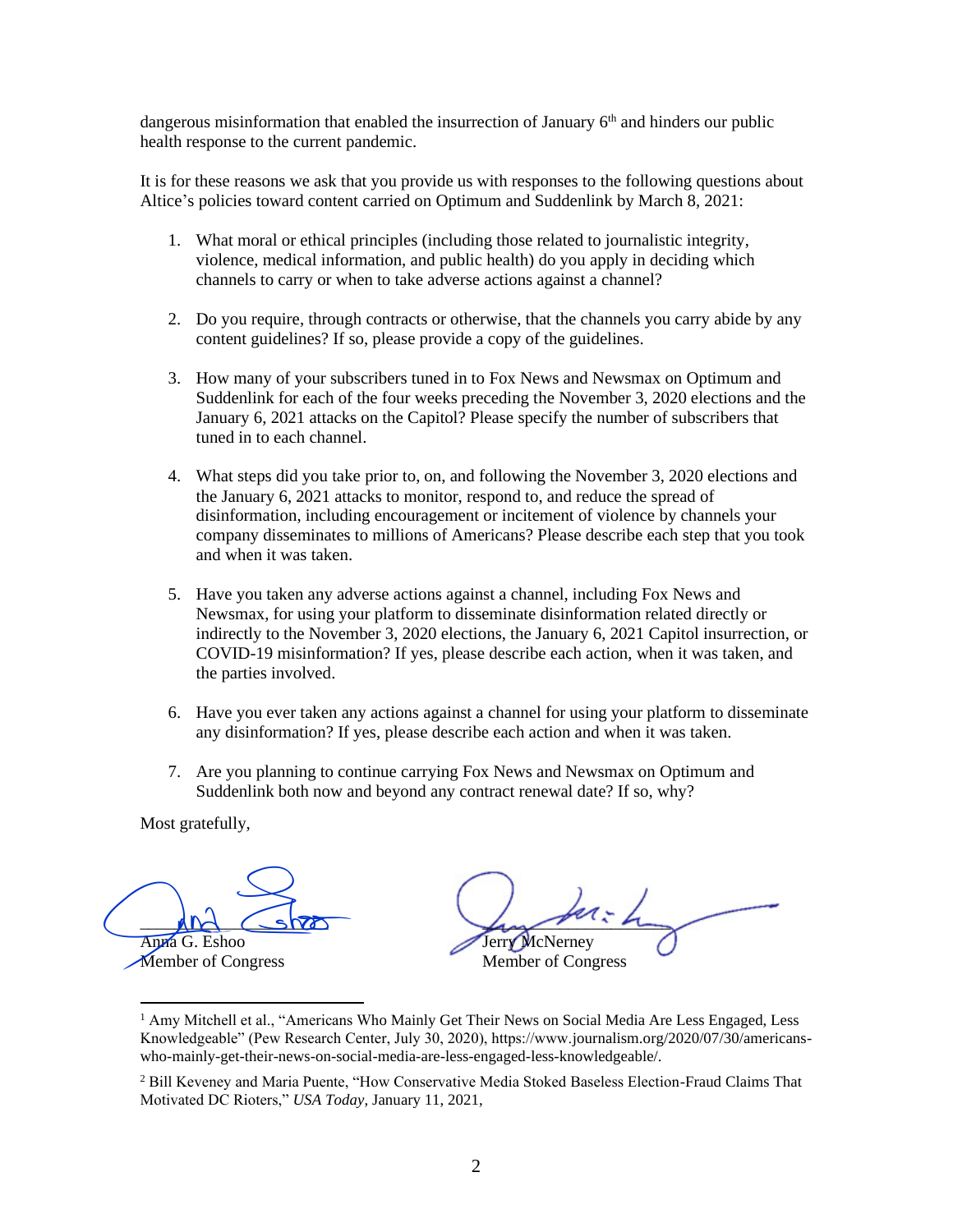dangerous misinformation that enabled the insurrection of January 6th and hinders our public health response to the current pandemic.

It is for these reasons we ask that you provide us with responses to the following questions about Altice's policies toward content carried on Optimum and Suddenlink by March 8, 2021:

1. What moral or ethical principles (including those related to journalistic integrity, violence, medical information, and public health) do you apply in deciding which channels to carry or when to take adverse actions against a channel?

2. Do you require, through contracts or otherwise, that the channels you carry abide by any content guidelines? If so, please provide a copy of the guidelines.

3. How many of your subscribers tuned in to Fox News and Newsmax on Optimum and Suddenlink for each of the four weeks preceding the November 3, 2020 elections and the January 6, 2021 attacks on the Capitol? Please specify the number of subscribers that tuned in to each channel.

4. What steps did you take prior to, on, and following the November 3, 2020 elections and the January 6, 2021 attacks to monitor, respond to, and reduce the spread of disinformation, including encouragement or incitement of violence by channels your company disseminates to millions of Americans? Please describe each step that you took and when it was taken.

5. Have you taken any adverse actions against a channel, including Fox News and Newsmax, for using your platform to disseminate disinformation related directly or indirectly to the November 3, 2020 elections, the January 6, 2021 Capitol insurrection, or COVID-19 misinformation? If yes, please describe each action, when it was taken, and the parties involved.

6. Have you ever taken any actions against a channel for using your platform to disseminate any disinformation? If yes, please describe each action and when it was taken.

7. Are you planning to continue carrying Fox News and Newsmax on Optimum and Suddenlink both now and beyond any contract renewal date? If so, why?

Most gratefully,

Anna G. Eshoo
Member of Congress

Jerry McNerney
Member of Congress

---

[1] Amy Mitchell et al., "Americans Who Mainly Get Their News on Social Media Are Less Engaged, Less Knowledgeable" (Pew Research Center, July 30, 2020), https://www.journalism.org/2020/07/30/americans-who-mainly-get-their-news-on-social-media-are-less-engaged-less-knowledgeable/.

[2] Bill Keveney and Maria Puente, "How Conservative Media Stoked Baseless Election-Fraud Claims That Motivated DC Rioters," *USA Today*, January 11, 2021,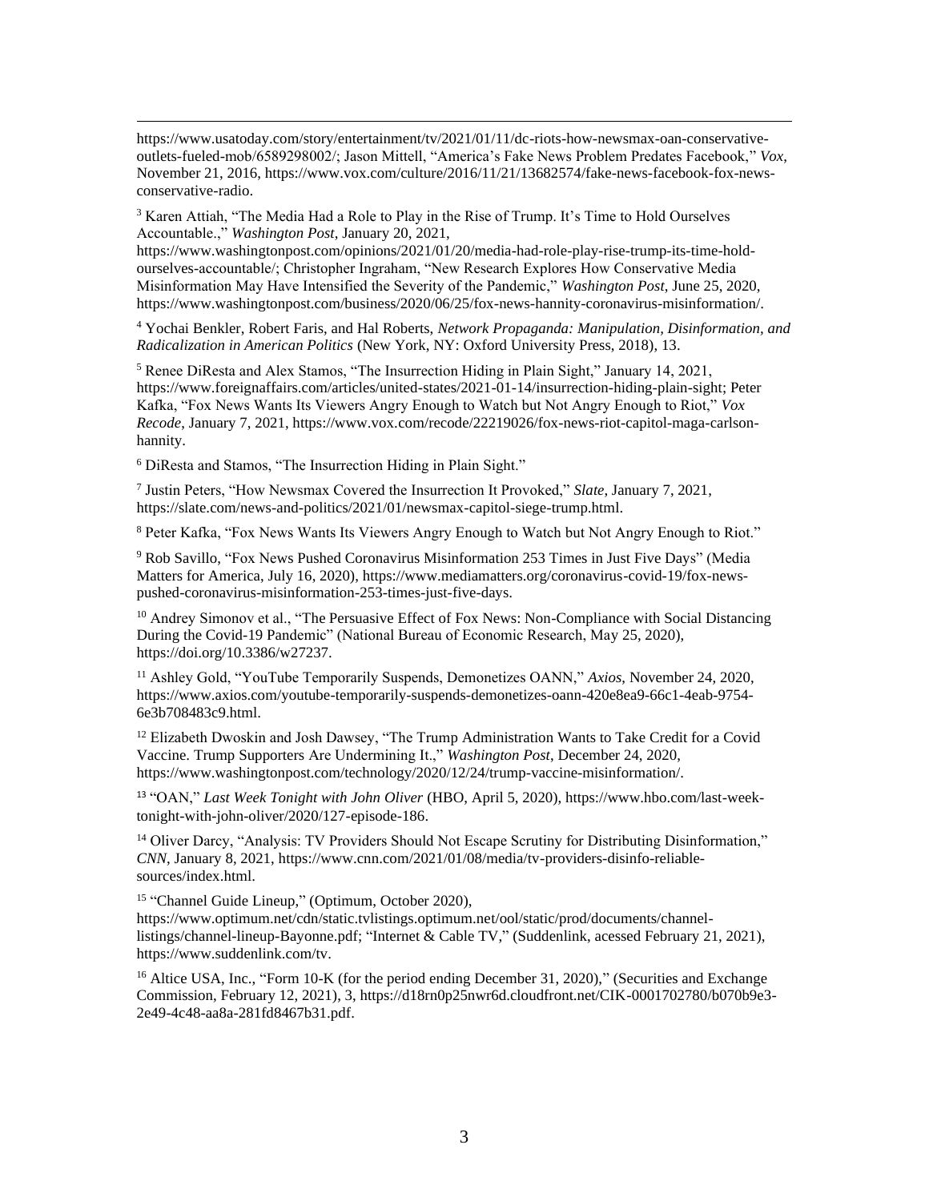https://www.usatoday.com/story/entertainment/tv/2021/01/11/dc-riots-how-newsmax-oan-conservative-outlets-fueled-mob/6589298002/; Jason Mittell, "America's Fake News Problem Predates Facebook," *Vox*, November 21, 2016, https://www.vox.com/culture/2016/11/21/13682574/fake-news-facebook-fox-news-conservative-radio.

[3] Karen Attiah, "The Media Had a Role to Play in the Rise of Trump. It's Time to Hold Ourselves Accountable.," *Washington Post*, January 20, 2021, https://www.washingtonpost.com/opinions/2021/01/20/media-had-role-play-rise-trump-its-time-hold-ourselves-accountable/; Christopher Ingraham, "New Research Explores How Conservative Media Misinformation May Have Intensified the Severity of the Pandemic," *Washington Post*, June 25, 2020, https://www.washingtonpost.com/business/2020/06/25/fox-news-hannity-coronavirus-misinformation/.

[4] Yochai Benkler, Robert Faris, and Hal Roberts, *Network Propaganda: Manipulation, Disinformation, and Radicalization in American Politics* (New York, NY: Oxford University Press, 2018), 13.

[5] Renee DiResta and Alex Stamos, "The Insurrection Hiding in Plain Sight," January 14, 2021, https://www.foreignaffairs.com/articles/united-states/2021-01-14/insurrection-hiding-plain-sight; Peter Kafka, "Fox News Wants Its Viewers Angry Enough to Watch but Not Angry Enough to Riot," *Vox Recode*, January 7, 2021, https://www.vox.com/recode/22219026/fox-news-riot-capitol-maga-carlson-hannity.

[6] DiResta and Stamos, "The Insurrection Hiding in Plain Sight."

[7] Justin Peters, "How Newsmax Covered the Insurrection It Provoked," *Slate*, January 7, 2021, https://slate.com/news-and-politics/2021/01/newsmax-capitol-siege-trump.html.

[8] Peter Kafka, "Fox News Wants Its Viewers Angry Enough to Watch but Not Angry Enough to Riot."

[9] Rob Savillo, "Fox News Pushed Coronavirus Misinformation 253 Times in Just Five Days" (Media Matters for America, July 16, 2020), https://www.mediamatters.org/coronavirus-covid-19/fox-news-pushed-coronavirus-misinformation-253-times-just-five-days.

[10] Andrey Simonov et al., "The Persuasive Effect of Fox News: Non-Compliance with Social Distancing During the Covid-19 Pandemic" (National Bureau of Economic Research, May 25, 2020), https://doi.org/10.3386/w27237.

[11] Ashley Gold, "YouTube Temporarily Suspends, Demonetizes OANN," *Axios*, November 24, 2020, https://www.axios.com/youtube-temporarily-suspends-demonetizes-oann-420e8ea9-66c1-4eab-9754-6e3b708483c9.html.

[12] Elizabeth Dwoskin and Josh Dawsey, "The Trump Administration Wants to Take Credit for a Covid Vaccine. Trump Supporters Are Undermining It.," *Washington Post*, December 24, 2020, https://www.washingtonpost.com/technology/2020/12/24/trump-vaccine-misinformation/.

[13] "OAN," *Last Week Tonight with John Oliver* (HBO, April 5, 2020), https://www.hbo.com/last-week-tonight-with-john-oliver/2020/127-episode-186.

[14] Oliver Darcy, "Analysis: TV Providers Should Not Escape Scrutiny for Distributing Disinformation," *CNN*, January 8, 2021, https://www.cnn.com/2021/01/08/media/tv-providers-disinfo-reliable-sources/index.html.

[15] "Channel Guide Lineup," (Optimum, October 2020), https://www.optimum.net/cdn/static.tvlistings.optimum.net/ool/static/prod/documents/channel-listings/channel-lineup-Bayonne.pdf; "Internet & Cable TV," (Suddenlink, acessed February 21, 2021), https://www.suddenlink.com/tv.

[16] Altice USA, Inc., "Form 10-K (for the period ending December 31, 2020)," (Securities and Exchange Commission, February 12, 2021), 3, https://d18rn0p25nwr6d.cloudfront.net/CIK-0001702780/b070b9e3-2e49-4c48-aa8a-281fd8467b31.pdf.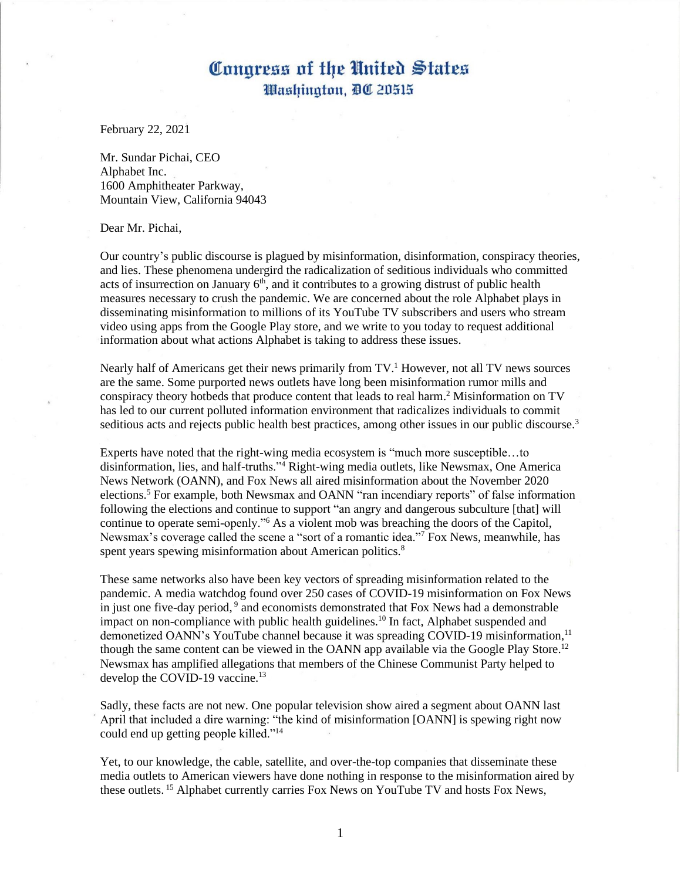# Congress of the United States
## Washington, DC 20515

February 22, 2021

Mr. Sundar Pichai, CEO
Alphabet Inc.
1600 Amphitheater Parkway,
Mountain View, California 94043

Dear Mr. Pichai,

Our country's public discourse is plagued by misinformation, disinformation, conspiracy theories, and lies. These phenomena undergird the radicalization of seditious individuals who committed acts of insurrection on January 6th, and it contributes to a growing distrust of public health measures necessary to crush the pandemic. We are concerned about the role Alphabet plays in disseminating misinformation to millions of its YouTube TV subscribers and users who stream video using apps from the Google Play store, and we write to you today to request additional information about what actions Alphabet is taking to address these issues.

Nearly half of Americans get their news primarily from TV.[1] However, not all TV news sources are the same. Some purported news outlets have long been misinformation rumor mills and conspiracy theory hotbeds that produce content that leads to real harm.[2] Misinformation on TV has led to our current polluted information environment that radicalizes individuals to commit seditious acts and rejects public health best practices, among other issues in our public discourse.[3]

Experts have noted that the right-wing media ecosystem is "much more susceptible…to disinformation, lies, and half-truths."[4] Right-wing media outlets, like Newsmax, One America News Network (OANN), and Fox News all aired misinformation about the November 2020 elections.[5] For example, both Newsmax and OANN "ran incendiary reports" of false information following the elections and continue to support "an angry and dangerous subculture [that] will continue to operate semi-openly."[6] As a violent mob was breaching the doors of the Capitol, Newsmax's coverage called the scene a "sort of a romantic idea."[7] Fox News, meanwhile, has spent years spewing misinformation about American politics.[8]

These same networks also have been key vectors of spreading misinformation related to the pandemic. A media watchdog found over 250 cases of COVID-19 misinformation on Fox News in just one five-day period,[9] and economists demonstrated that Fox News had a demonstrable impact on non-compliance with public health guidelines.[10] In fact, Alphabet suspended and demonetized OANN's YouTube channel because it was spreading COVID-19 misinformation,[11] though the same content can be viewed in the OANN app available via the Google Play Store.[12] Newsmax has amplified allegations that members of the Chinese Communist Party helped to develop the COVID-19 vaccine.[13]

Sadly, these facts are not new. One popular television show aired a segment about OANN last April that included a dire warning: "the kind of misinformation [OANN] is spewing right now could end up getting people killed."[14]

Yet, to our knowledge, the cable, satellite, and over-the-top companies that disseminate these media outlets to American viewers have done nothing in response to the misinformation aired by these outlets.[15] Alphabet currently carries Fox News on YouTube TV and hosts Fox News,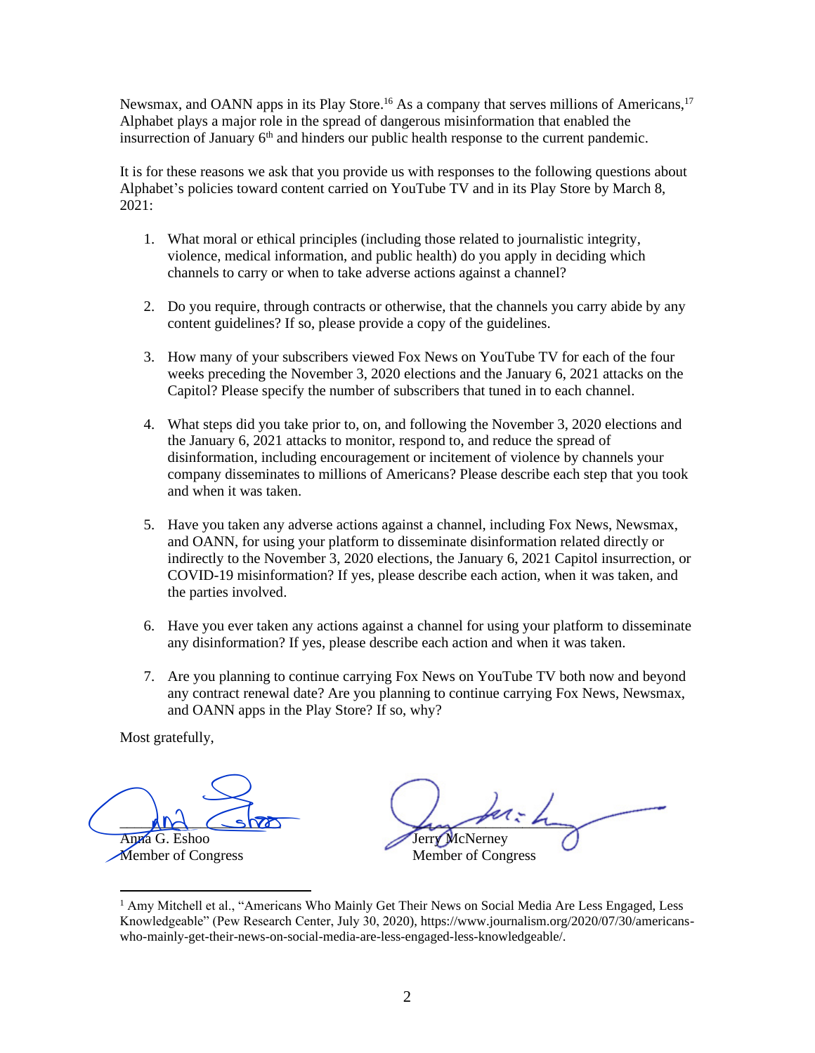Newsmax, and OANN apps in its Play Store.[16] As a company that serves millions of Americans,[17] Alphabet plays a major role in the spread of dangerous misinformation that enabled the insurrection of January 6th and hinders our public health response to the current pandemic.

It is for these reasons we ask that you provide us with responses to the following questions about Alphabet's policies toward content carried on YouTube TV and in its Play Store by March 8, 2021:

1. What moral or ethical principles (including those related to journalistic integrity, violence, medical information, and public health) do you apply in deciding which channels to carry or when to take adverse actions against a channel?

2. Do you require, through contracts or otherwise, that the channels you carry abide by any content guidelines? If so, please provide a copy of the guidelines.

3. How many of your subscribers viewed Fox News on YouTube TV for each of the four weeks preceding the November 3, 2020 elections and the January 6, 2021 attacks on the Capitol? Please specify the number of subscribers that tuned in to each channel.

4. What steps did you take prior to, on, and following the November 3, 2020 elections and the January 6, 2021 attacks to monitor, respond to, and reduce the spread of disinformation, including encouragement or incitement of violence by channels your company disseminates to millions of Americans? Please describe each step that you took and when it was taken.

5. Have you taken any adverse actions against a channel, including Fox News, Newsmax, and OANN, for using your platform to disseminate disinformation related directly or indirectly to the November 3, 2020 elections, the January 6, 2021 Capitol insurrection, or COVID-19 misinformation? If yes, please describe each action, when it was taken, and the parties involved.

6. Have you ever taken any actions against a channel for using your platform to disseminate any disinformation? If yes, please describe each action and when it was taken.

7. Are you planning to continue carrying Fox News on YouTube TV both now and beyond any contract renewal date? Are you planning to continue carrying Fox News, Newsmax, and OANN apps in the Play Store? If so, why?

Most gratefully,

Anna G. Eshoo
Member of Congress

Jerry McNerney
Member of Congress

---

[1] Amy Mitchell et al., "Americans Who Mainly Get Their News on Social Media Are Less Engaged, Less Knowledgeable" (Pew Research Center, July 30, 2020), https://www.journalism.org/2020/07/30/americans-who-mainly-get-their-news-on-social-media-are-less-engaged-less-knowledgeable/.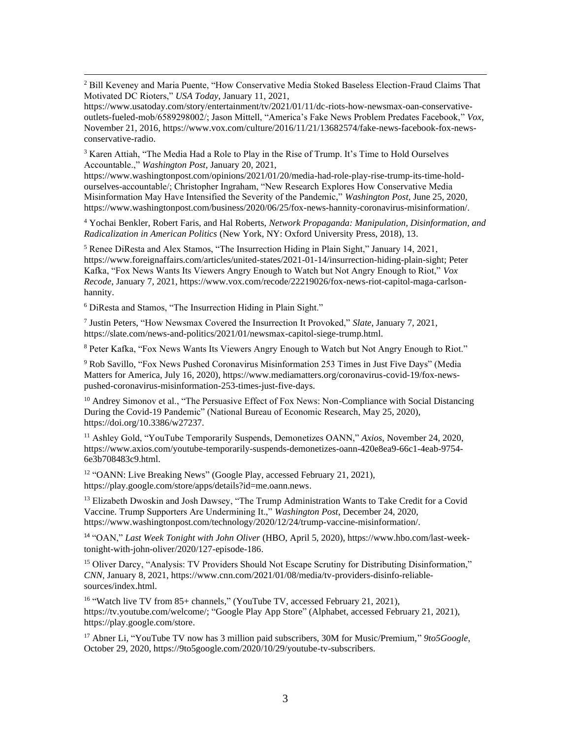[2] Bill Keveney and Maria Puente, "How Conservative Media Stoked Baseless Election-Fraud Claims That Motivated DC Rioters," *USA Today*, January 11, 2021, https://www.usatoday.com/story/entertainment/tv/2021/01/11/dc-riots-how-newsmax-oan-conservative-outlets-fueled-mob/6589298002/; Jason Mittell, "America's Fake News Problem Predates Facebook," *Vox*, November 21, 2016, https://www.vox.com/culture/2016/11/21/13682574/fake-news-facebook-fox-news-conservative-radio.

[3] Karen Attiah, "The Media Had a Role to Play in the Rise of Trump. It's Time to Hold Ourselves Accountable.," *Washington Post*, January 20, 2021, https://www.washingtonpost.com/opinions/2021/01/20/media-had-role-play-rise-trump-its-time-hold-ourselves-accountable/; Christopher Ingraham, "New Research Explores How Conservative Media Misinformation May Have Intensified the Severity of the Pandemic," *Washington Post*, June 25, 2020, https://www.washingtonpost.com/business/2020/06/25/fox-news-hannity-coronavirus-misinformation/.

[4] Yochai Benkler, Robert Faris, and Hal Roberts, *Network Propaganda: Manipulation, Disinformation, and Radicalization in American Politics* (New York, NY: Oxford University Press, 2018), 13.

[5] Renee DiResta and Alex Stamos, "The Insurrection Hiding in Plain Sight," January 14, 2021, https://www.foreignaffairs.com/articles/united-states/2021-01-14/insurrection-hiding-plain-sight; Peter Kafka, "Fox News Wants Its Viewers Angry Enough to Watch but Not Angry Enough to Riot," *Vox Recode*, January 7, 2021, https://www.vox.com/recode/22219026/fox-news-riot-capitol-maga-carlson-hannity.

[6] DiResta and Stamos, "The Insurrection Hiding in Plain Sight."

[7] Justin Peters, "How Newsmax Covered the Insurrection It Provoked," *Slate*, January 7, 2021, https://slate.com/news-and-politics/2021/01/newsmax-capitol-siege-trump.html.

[8] Peter Kafka, "Fox News Wants Its Viewers Angry Enough to Watch but Not Angry Enough to Riot."

[9] Rob Savillo, "Fox News Pushed Coronavirus Misinformation 253 Times in Just Five Days" (Media Matters for America, July 16, 2020), https://www.mediamatters.org/coronavirus-covid-19/fox-news-pushed-coronavirus-misinformation-253-times-just-five-days.

[10] Andrey Simonov et al., "The Persuasive Effect of Fox News: Non-Compliance with Social Distancing During the Covid-19 Pandemic" (National Bureau of Economic Research, May 25, 2020), https://doi.org/10.3386/w27237.

[11] Ashley Gold, "YouTube Temporarily Suspends, Demonetizes OANN," *Axios*, November 24, 2020, https://www.axios.com/youtube-temporarily-suspends-demonetizes-oann-420e8ea9-66c1-4eab-9754-6e3b708483c9.html.

[12] "OANN: Live Breaking News" (Google Play, accessed February 21, 2021), https://play.google.com/store/apps/details?id=me.oann.news.

[13] Elizabeth Dwoskin and Josh Dawsey, "The Trump Administration Wants to Take Credit for a Covid Vaccine. Trump Supporters Are Undermining It.," *Washington Post*, December 24, 2020, https://www.washingtonpost.com/technology/2020/12/24/trump-vaccine-misinformation/.

[14] "OAN," *Last Week Tonight with John Oliver* (HBO, April 5, 2020), https://www.hbo.com/last-week-tonight-with-john-oliver/2020/127-episode-186.

[15] Oliver Darcy, "Analysis: TV Providers Should Not Escape Scrutiny for Distributing Disinformation," *CNN*, January 8, 2021, https://www.cnn.com/2021/01/08/media/tv-providers-disinfo-reliable-sources/index.html.

[16] "Watch live TV from 85+ channels," (YouTube TV, accessed February 21, 2021), https://tv.youtube.com/welcome/; "Google Play App Store" (Alphabet, accessed February 21, 2021), https://play.google.com/store.

[17] Abner Li, "YouTube TV now has 3 million paid subscribers, 30M for Music/Premium," *9to5Google*, October 29, 2020, https://9to5google.com/2020/10/29/youtube-tv-subscribers.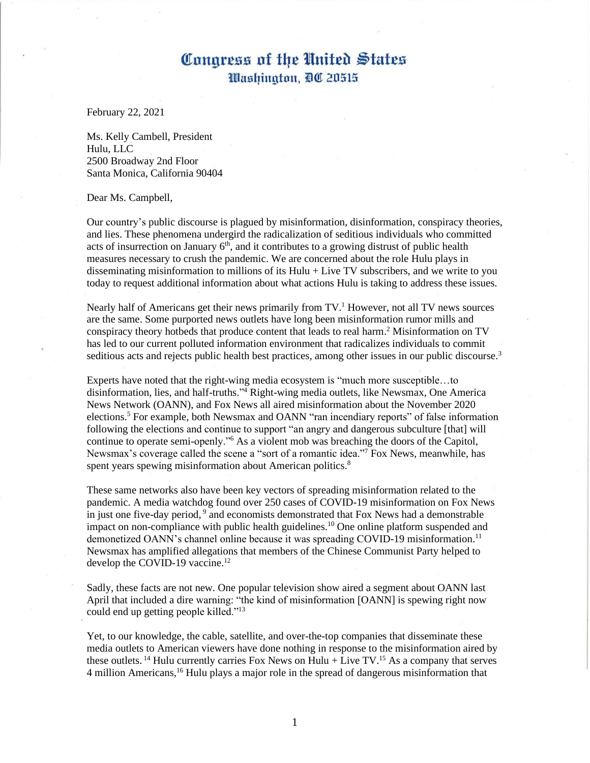# Congress of the United States
## Washington, DC 20515

February 22, 2021

Ms. Kelly Cambell, President
Hulu, LLC
2500 Broadway 2nd Floor
Santa Monica, California 90404

Dear Ms. Campbell,

Our country's public discourse is plagued by misinformation, disinformation, conspiracy theories, and lies. These phenomena undergird the radicalization of seditious individuals who committed acts of insurrection on January 6th, and it contributes to a growing distrust of public health measures necessary to crush the pandemic. We are concerned about the role Hulu plays in disseminating misinformation to millions of its Hulu + Live TV subscribers, and we write to you today to request additional information about what actions Hulu is taking to address these issues.

Nearly half of Americans get their news primarily from TV.[1] However, not all TV news sources are the same. Some purported news outlets have long been misinformation rumor mills and conspiracy theory hotbeds that produce content that leads to real harm.[2] Misinformation on TV has led to our current polluted information environment that radicalizes individuals to commit seditious acts and rejects public health best practices, among other issues in our public discourse.[3]

Experts have noted that the right-wing media ecosystem is "much more susceptible…to disinformation, lies, and half-truths."[4] Right-wing media outlets, like Newsmax, One America News Network (OANN), and Fox News all aired misinformation about the November 2020 elections.[5] For example, both Newsmax and OANN "ran incendiary reports" of false information following the elections and continue to support "an angry and dangerous subculture [that] will continue to operate semi-openly."[6] As a violent mob was breaching the doors of the Capitol, Newsmax's coverage called the scene a "sort of a romantic idea."[7] Fox News, meanwhile, has spent years spewing misinformation about American politics.[8]

These same networks also have been key vectors of spreading misinformation related to the pandemic. A media watchdog found over 250 cases of COVID-19 misinformation on Fox News in just one five-day period,[9] and economists demonstrated that Fox News had a demonstrable impact on non-compliance with public health guidelines.[10] One online platform suspended and demonetized OANN's channel online because it was spreading COVID-19 misinformation.[11] Newsmax has amplified allegations that members of the Chinese Communist Party helped to develop the COVID-19 vaccine.[12]

Sadly, these facts are not new. One popular television show aired a segment about OANN last April that included a dire warning: "the kind of misinformation [OANN] is spewing right now could end up getting people killed."[13]

Yet, to our knowledge, the cable, satellite, and over-the-top companies that disseminate these media outlets to American viewers have done nothing in response to the misinformation aired by these outlets.[14] Hulu currently carries Fox News on Hulu + Live TV.[15] As a company that serves 4 million Americans,[16] Hulu plays a major role in the spread of dangerous misinformation that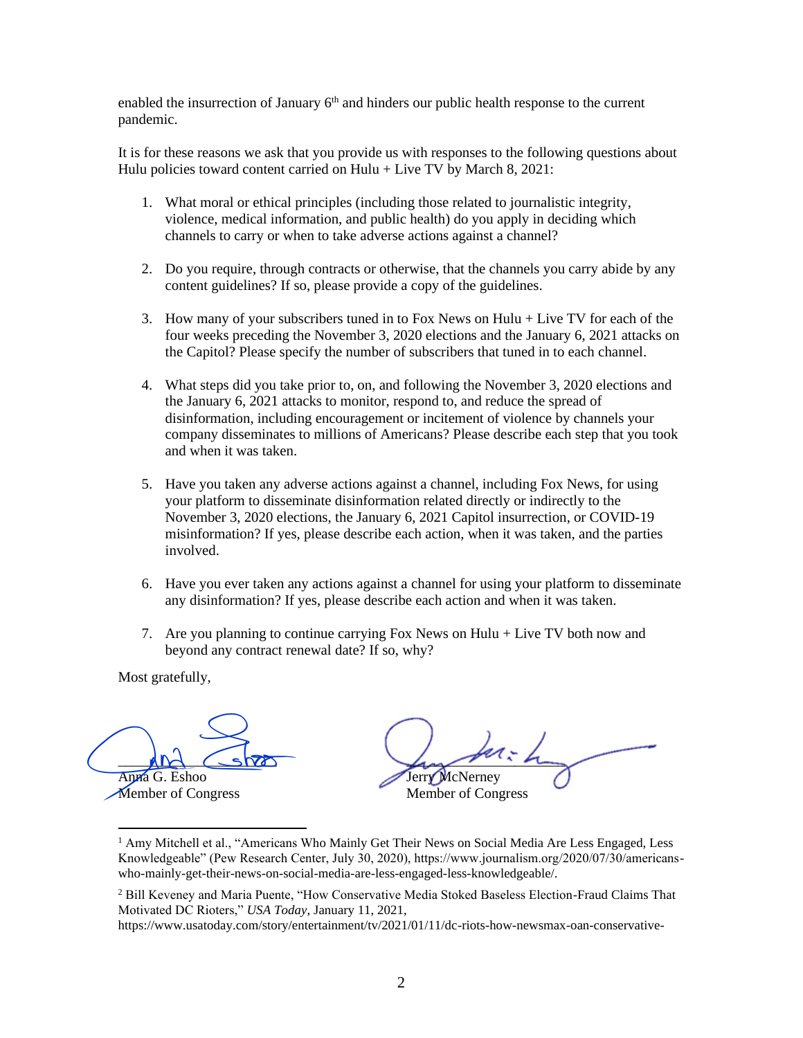enabled the insurrection of January 6th and hinders our public health response to the current pandemic.

It is for these reasons we ask that you provide us with responses to the following questions about Hulu policies toward content carried on Hulu + Live TV by March 8, 2021:

1. What moral or ethical principles (including those related to journalistic integrity, violence, medical information, and public health) do you apply in deciding which channels to carry or when to take adverse actions against a channel?

2. Do you require, through contracts or otherwise, that the channels you carry abide by any content guidelines? If so, please provide a copy of the guidelines.

3. How many of your subscribers tuned in to Fox News on Hulu + Live TV for each of the four weeks preceding the November 3, 2020 elections and the January 6, 2021 attacks on the Capitol? Please specify the number of subscribers that tuned in to each channel.

4. What steps did you take prior to, on, and following the November 3, 2020 elections and the January 6, 2021 attacks to monitor, respond to, and reduce the spread of disinformation, including encouragement or incitement of violence by channels your company disseminates to millions of Americans? Please describe each step that you took and when it was taken.

5. Have you taken any adverse actions against a channel, including Fox News, for using your platform to disseminate disinformation related directly or indirectly to the November 3, 2020 elections, the January 6, 2021 Capitol insurrection, or COVID-19 misinformation? If yes, please describe each action, when it was taken, and the parties involved.

6. Have you ever taken any actions against a channel for using your platform to disseminate any disinformation? If yes, please describe each action and when it was taken.

7. Are you planning to continue carrying Fox News on Hulu + Live TV both now and beyond any contract renewal date? If so, why?

Most gratefully,

Anna G. Eshoo
Member of Congress

Jerry McNerney
Member of Congress

---

[1] Amy Mitchell et al., "Americans Who Mainly Get Their News on Social Media Are Less Engaged, Less Knowledgeable" (Pew Research Center, July 30, 2020), https://www.journalism.org/2020/07/30/americans-who-mainly-get-their-news-on-social-media-are-less-engaged-less-knowledgeable/.

[2] Bill Keveney and Maria Puente, "How Conservative Media Stoked Baseless Election-Fraud Claims That Motivated DC Rioters," *USA Today*, January 11, 2021, https://www.usatoday.com/story/entertainment/tv/2021/01/11/dc-riots-how-newsmax-oan-conservative-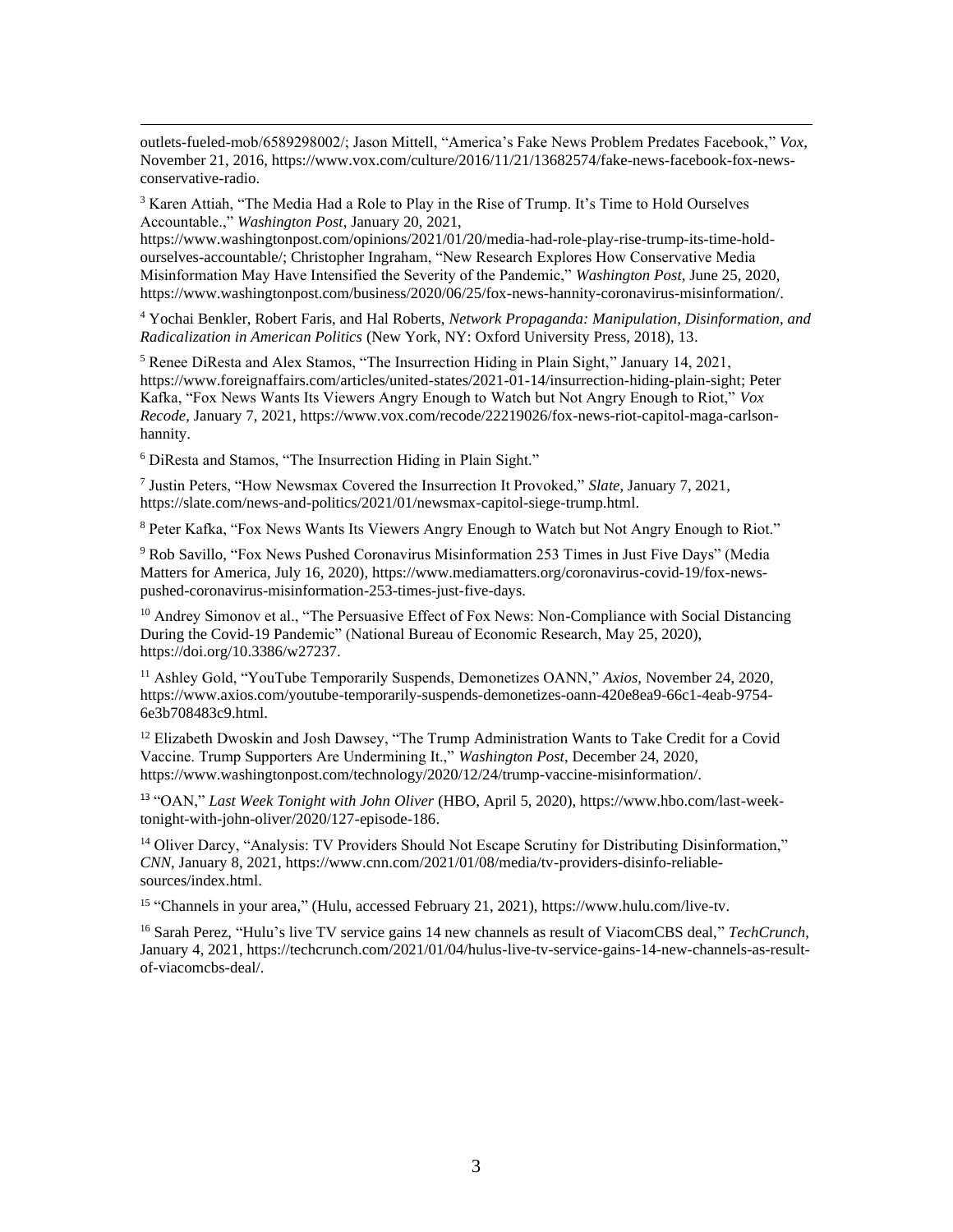outlets-fueled-mob/6589298002/; Jason Mittell, "America's Fake News Problem Predates Facebook," *Vox*, November 21, 2016, https://www.vox.com/culture/2016/11/21/13682574/fake-news-facebook-fox-news-conservative-radio.

[3] Karen Attiah, "The Media Had a Role to Play in the Rise of Trump. It's Time to Hold Ourselves Accountable.," *Washington Post*, January 20, 2021, https://www.washingtonpost.com/opinions/2021/01/20/media-had-role-play-rise-trump-its-time-hold-ourselves-accountable/; Christopher Ingraham, "New Research Explores How Conservative Media Misinformation May Have Intensified the Severity of the Pandemic," *Washington Post*, June 25, 2020, https://www.washingtonpost.com/business/2020/06/25/fox-news-hannity-coronavirus-misinformation/.

[4] Yochai Benkler, Robert Faris, and Hal Roberts, *Network Propaganda: Manipulation, Disinformation, and Radicalization in American Politics* (New York, NY: Oxford University Press, 2018), 13.

[5] Renee DiResta and Alex Stamos, "The Insurrection Hiding in Plain Sight," January 14, 2021, https://www.foreignaffairs.com/articles/united-states/2021-01-14/insurrection-hiding-plain-sight; Peter Kafka, "Fox News Wants Its Viewers Angry Enough to Watch but Not Angry Enough to Riot," *Vox Recode*, January 7, 2021, https://www.vox.com/recode/22219026/fox-news-riot-capitol-maga-carlson-hannity.

[6] DiResta and Stamos, "The Insurrection Hiding in Plain Sight."

[7] Justin Peters, "How Newsmax Covered the Insurrection It Provoked," *Slate*, January 7, 2021, https://slate.com/news-and-politics/2021/01/newsmax-capitol-siege-trump.html.

[8] Peter Kafka, "Fox News Wants Its Viewers Angry Enough to Watch but Not Angry Enough to Riot."

[9] Rob Savillo, "Fox News Pushed Coronavirus Misinformation 253 Times in Just Five Days" (Media Matters for America, July 16, 2020), https://www.mediamatters.org/coronavirus-covid-19/fox-news-pushed-coronavirus-misinformation-253-times-just-five-days.

[10] Andrey Simonov et al., "The Persuasive Effect of Fox News: Non-Compliance with Social Distancing During the Covid-19 Pandemic" (National Bureau of Economic Research, May 25, 2020), https://doi.org/10.3386/w27237.

[11] Ashley Gold, "YouTube Temporarily Suspends, Demonetizes OANN," *Axios*, November 24, 2020, https://www.axios.com/youtube-temporarily-suspends-demonetizes-oann-420e8ea9-66c1-4eab-9754-6e3b708483c9.html.

[12] Elizabeth Dwoskin and Josh Dawsey, "The Trump Administration Wants to Take Credit for a Covid Vaccine. Trump Supporters Are Undermining It.," *Washington Post*, December 24, 2020, https://www.washingtonpost.com/technology/2020/12/24/trump-vaccine-misinformation/.

[13] "OAN," *Last Week Tonight with John Oliver* (HBO, April 5, 2020), https://www.hbo.com/last-week-tonight-with-john-oliver/2020/127-episode-186.

[14] Oliver Darcy, "Analysis: TV Providers Should Not Escape Scrutiny for Distributing Disinformation," *CNN*, January 8, 2021, https://www.cnn.com/2021/01/08/media/tv-providers-disinfo-reliable-sources/index.html.

[15] "Channels in your area," (Hulu, accessed February 21, 2021), https://www.hulu.com/live-tv.

[16] Sarah Perez, "Hulu's live TV service gains 14 new channels as result of ViacomCBS deal," *TechCrunch*, January 4, 2021, https://techcrunch.com/2021/01/04/hulus-live-tv-service-gains-14-new-channels-as-result-of-viacomcbs-deal/.